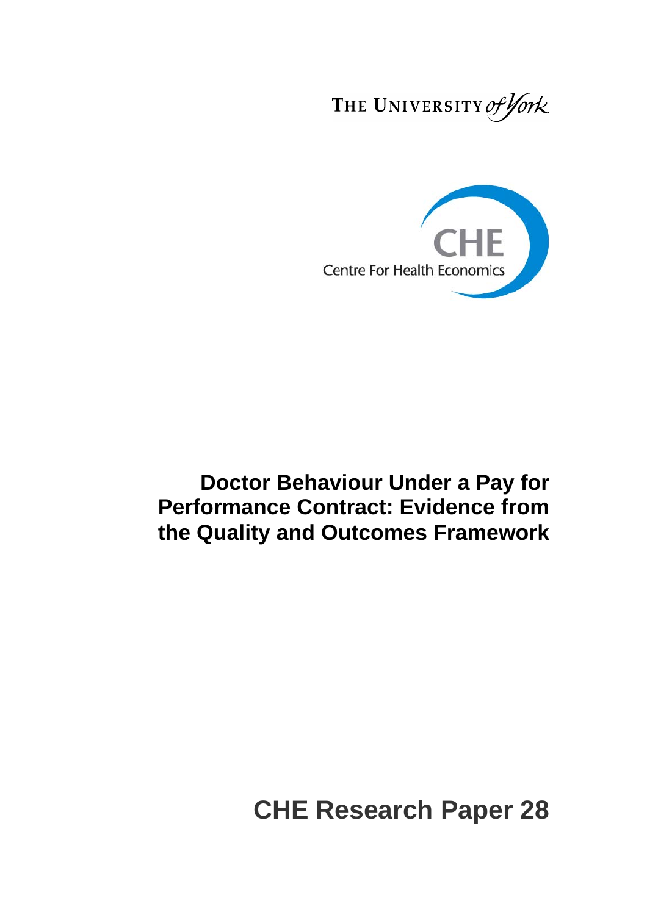THE UNIVERSITY of York

CHE

Centre For Health Economics

# Doctor Behaviour Under a Pay for Performance Contract: Evidence from the Quality and Outcomes Framework

## CHE Research Paper 28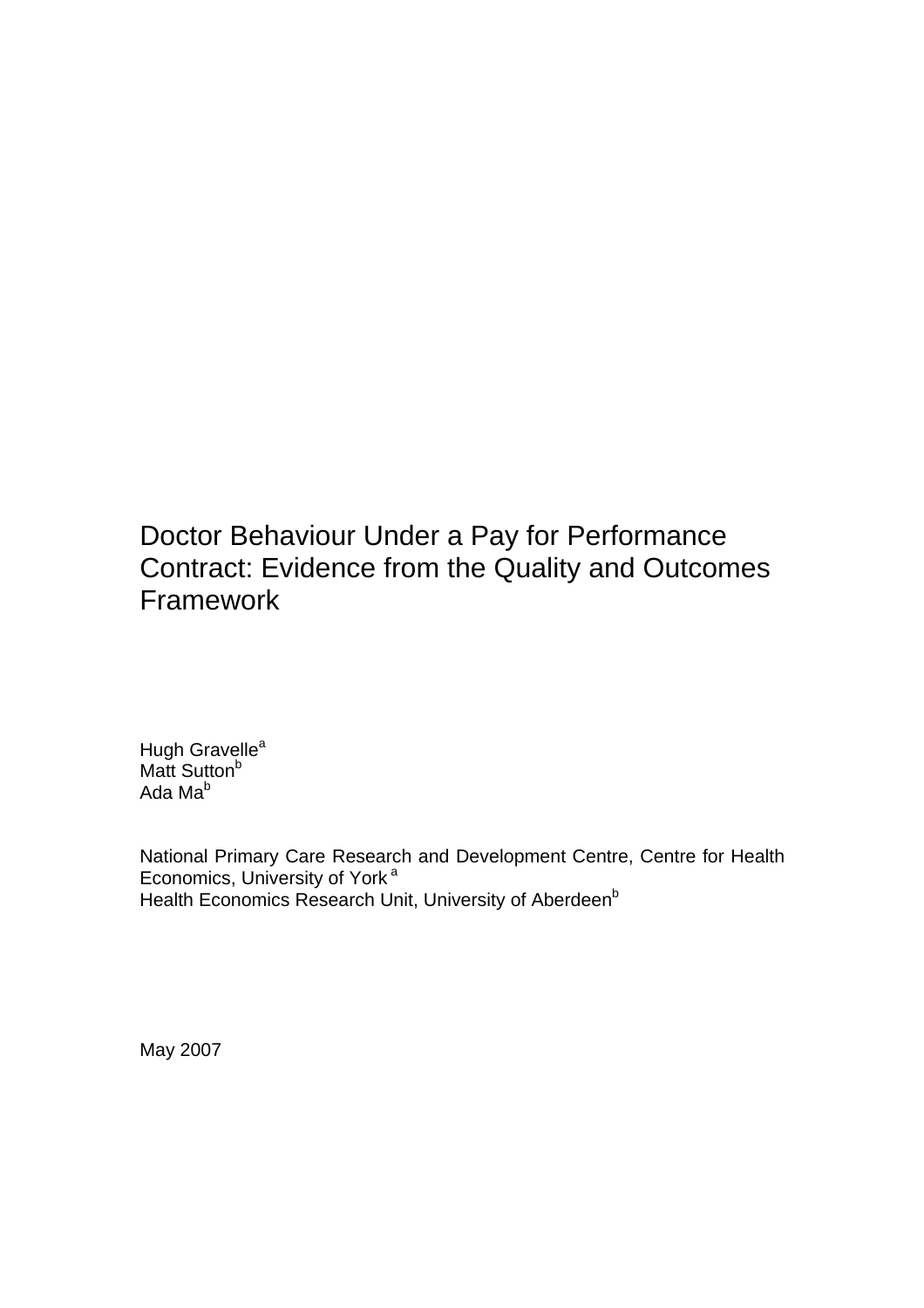# Doctor Behaviour Under a Pay for Performance Contract: Evidence from the Quality and Outcomes Framework

Hugh Gravelle[a]
Matt Sutton[b]
Ada Ma[b]

National Primary Care Research and Development Centre, Centre for Health Economics, University of York [a]
Health Economics Research Unit, University of Aberdeen[b]

May 2007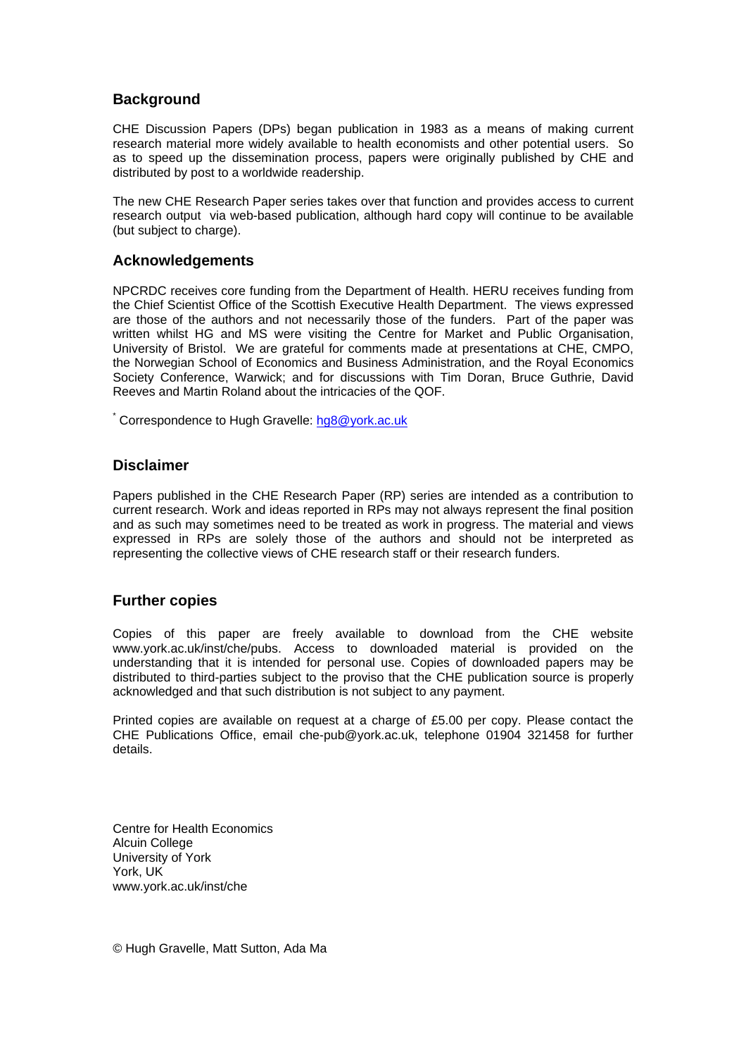## Background

CHE Discussion Papers (DPs) began publication in 1983 as a means of making current research material more widely available to health economists and other potential users. So as to speed up the dissemination process, papers were originally published by CHE and distributed by post to a worldwide readership.

The new CHE Research Paper series takes over that function and provides access to current research output via web-based publication, although hard copy will continue to be available (but subject to charge).

## Acknowledgements

NPCRDC receives core funding from the Department of Health. HERU receives funding from the Chief Scientist Office of the Scottish Executive Health Department. The views expressed are those of the authors and not necessarily those of the funders. Part of the paper was written whilst HG and MS were visiting the Centre for Market and Public Organisation, University of Bristol. We are grateful for comments made at presentations at CHE, CMPO, the Norwegian School of Economics and Business Administration, and the Royal Economics Society Conference, Warwick; and for discussions with Tim Doran, Bruce Guthrie, David Reeves and Martin Roland about the intricacies of the QOF.

[*] Correspondence to Hugh Gravelle: hg8@york.ac.uk

## Disclaimer

Papers published in the CHE Research Paper (RP) series are intended as a contribution to current research. Work and ideas reported in RPs may not always represent the final position and as such may sometimes need to be treated as work in progress. The material and views expressed in RPs are solely those of the authors and should not be interpreted as representing the collective views of CHE research staff or their research funders.

## Further copies

Copies of this paper are freely available to download from the CHE website www.york.ac.uk/inst/che/pubs. Access to downloaded material is provided on the understanding that it is intended for personal use. Copies of downloaded papers may be distributed to third-parties subject to the proviso that the CHE publication source is properly acknowledged and that such distribution is not subject to any payment.

Printed copies are available on request at a charge of £5.00 per copy. Please contact the CHE Publications Office, email che-pub@york.ac.uk, telephone 01904 321458 for further details.

Centre for Health Economics
Alcuin College
University of York
York, UK
www.york.ac.uk/inst/che

© Hugh Gravelle, Matt Sutton, Ada Ma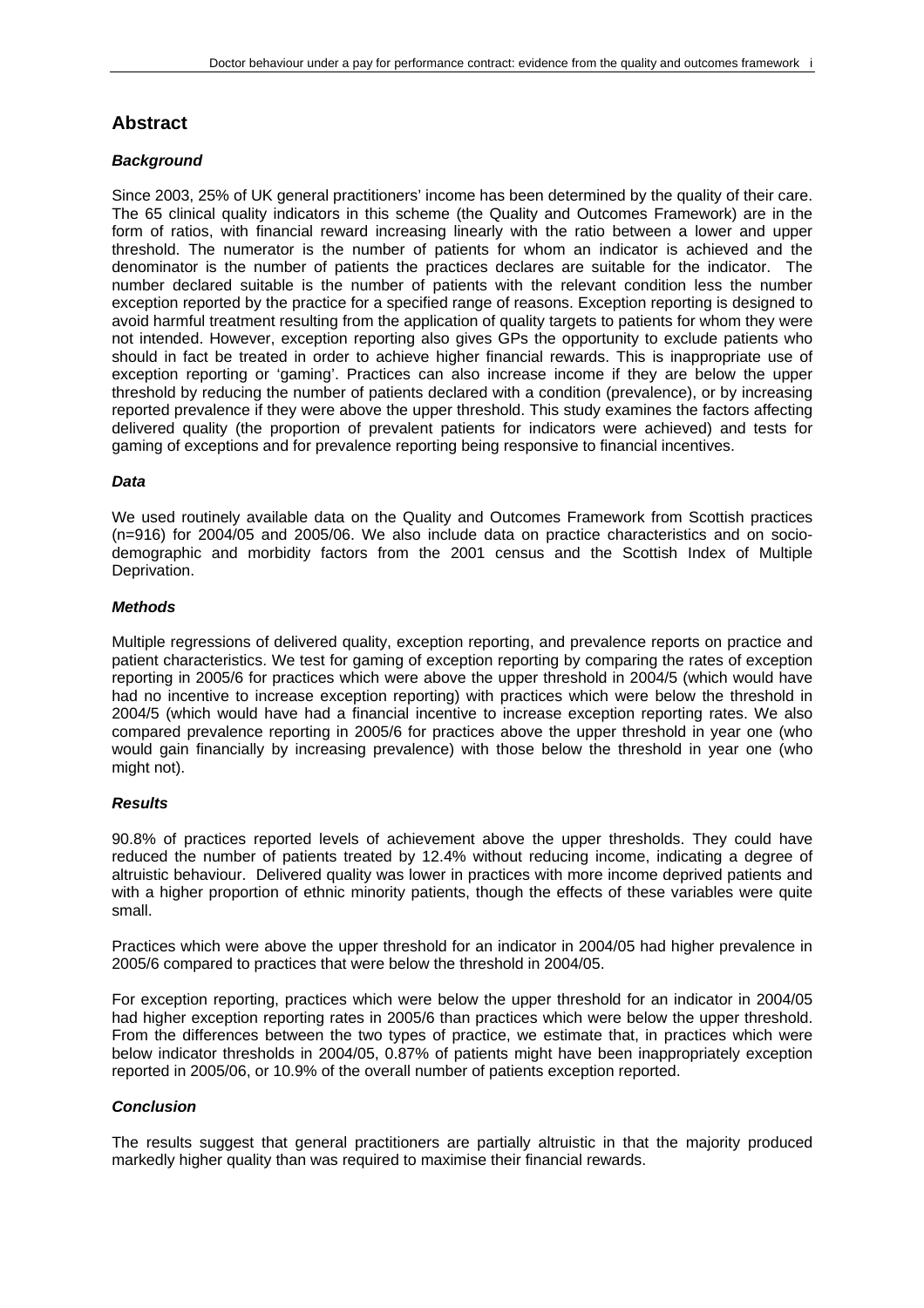## Abstract

### *Background*

Since 2003, 25% of UK general practitioners' income has been determined by the quality of their care. The 65 clinical quality indicators in this scheme (the Quality and Outcomes Framework) are in the form of ratios, with financial reward increasing linearly with the ratio between a lower and upper threshold. The numerator is the number of patients for whom an indicator is achieved and the denominator is the number of patients the practices declares are suitable for the indicator. The number declared suitable is the number of patients with the relevant condition less the number exception reported by the practice for a specified range of reasons. Exception reporting is designed to avoid harmful treatment resulting from the application of quality targets to patients for whom they were not intended. However, exception reporting also gives GPs the opportunity to exclude patients who should in fact be treated in order to achieve higher financial rewards. This is inappropriate use of exception reporting or 'gaming'. Practices can also increase income if they are below the upper threshold by reducing the number of patients declared with a condition (prevalence), or by increasing reported prevalence if they were above the upper threshold. This study examines the factors affecting delivered quality (the proportion of prevalent patients for indicators were achieved) and tests for gaming of exceptions and for prevalence reporting being responsive to financial incentives.

### *Data*

We used routinely available data on the Quality and Outcomes Framework from Scottish practices (n=916) for 2004/05 and 2005/06. We also include data on practice characteristics and on socio-demographic and morbidity factors from the 2001 census and the Scottish Index of Multiple Deprivation.

### *Methods*

Multiple regressions of delivered quality, exception reporting, and prevalence reports on practice and patient characteristics. We test for gaming of exception reporting by comparing the rates of exception reporting in 2005/6 for practices which were above the upper threshold in 2004/5 (which would have had no incentive to increase exception reporting) with practices which were below the threshold in 2004/5 (which would have had a financial incentive to increase exception reporting rates. We also compared prevalence reporting in 2005/6 for practices above the upper threshold in year one (who would gain financially by increasing prevalence) with those below the threshold in year one (who might not).

### *Results*

90.8% of practices reported levels of achievement above the upper thresholds. They could have reduced the number of patients treated by 12.4% without reducing income, indicating a degree of altruistic behaviour. Delivered quality was lower in practices with more income deprived patients and with a higher proportion of ethnic minority patients, though the effects of these variables were quite small.

Practices which were above the upper threshold for an indicator in 2004/05 had higher prevalence in 2005/6 compared to practices that were below the threshold in 2004/05.

For exception reporting, practices which were below the upper threshold for an indicator in 2004/05 had higher exception reporting rates in 2005/6 than practices which were below the upper threshold. From the differences between the two types of practice, we estimate that, in practices which were below indicator thresholds in 2004/05, 0.87% of patients might have been inappropriately exception reported in 2005/06, or 10.9% of the overall number of patients exception reported.

### *Conclusion*

The results suggest that general practitioners are partially altruistic in that the majority produced markedly higher quality than was required to maximise their financial rewards.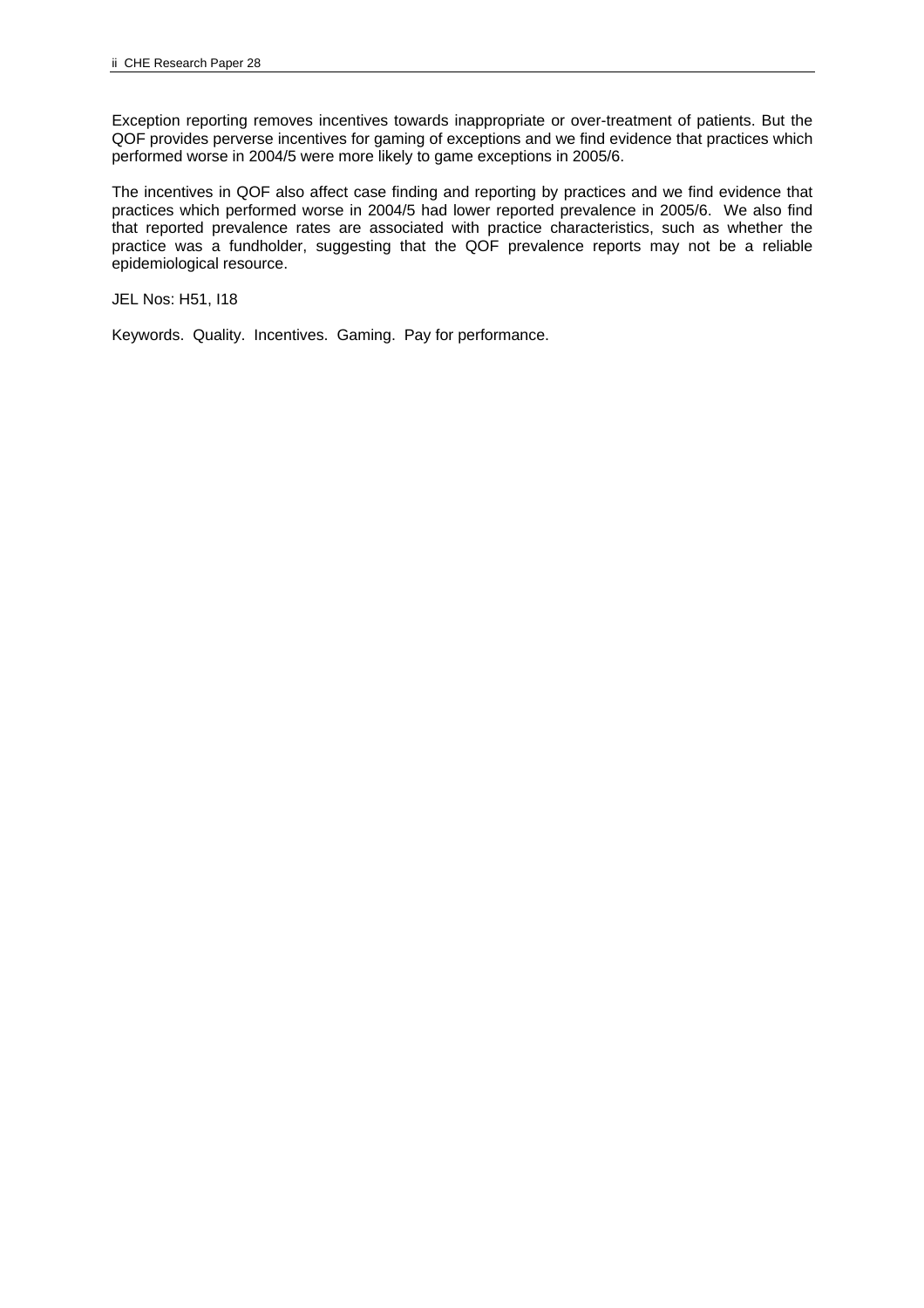Exception reporting removes incentives towards inappropriate or over-treatment of patients. But the QOF provides perverse incentives for gaming of exceptions and we find evidence that practices which performed worse in 2004/5 were more likely to game exceptions in 2005/6.

The incentives in QOF also affect case finding and reporting by practices and we find evidence that practices which performed worse in 2004/5 had lower reported prevalence in 2005/6. We also find that reported prevalence rates are associated with practice characteristics, such as whether the practice was a fundholder, suggesting that the QOF prevalence reports may not be a reliable epidemiological resource.

JEL Nos: H51, I18

Keywords. Quality. Incentives. Gaming. Pay for performance.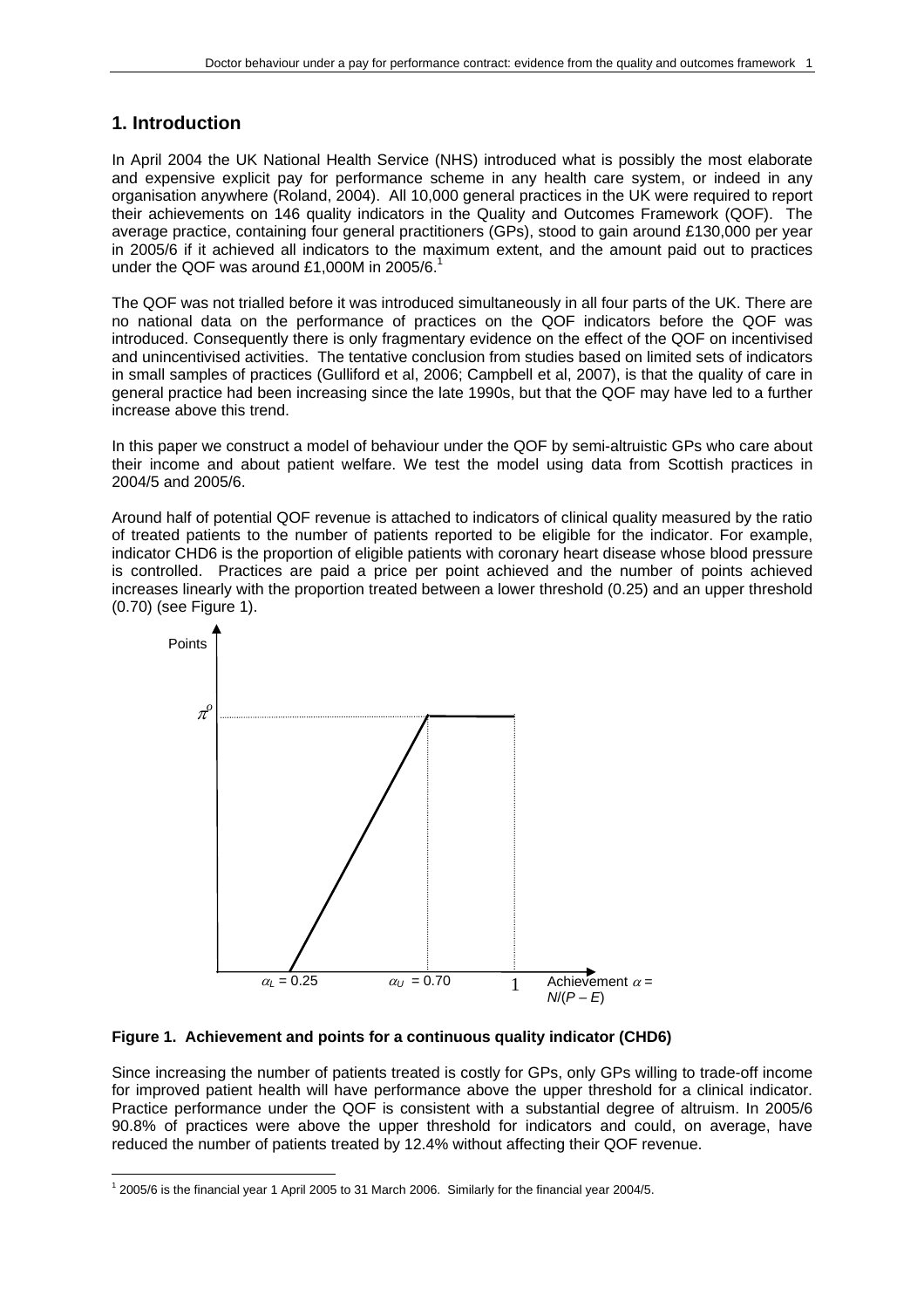## 1. Introduction

In April 2004 the UK National Health Service (NHS) introduced what is possibly the most elaborate and expensive explicit pay for performance scheme in any health care system, or indeed in any organisation anywhere (Roland, 2004). All 10,000 general practices in the UK were required to report their achievements on 146 quality indicators in the Quality and Outcomes Framework (QOF). The average practice, containing four general practitioners (GPs), stood to gain around £130,000 per year in 2005/6 if it achieved all indicators to the maximum extent, and the amount paid out to practices under the QOF was around £1,000M in 2005/6.[1]

The QOF was not trialled before it was introduced simultaneously in all four parts of the UK. There are no national data on the performance of practices on the QOF indicators before the QOF was introduced. Consequently there is only fragmentary evidence on the effect of the QOF on incentivised and unincentivised activities. The tentative conclusion from studies based on limited sets of indicators in small samples of practices (Gulliford et al, 2006; Campbell et al, 2007), is that the quality of care in general practice had been increasing since the late 1990s, but that the QOF may have led to a further increase above this trend.

In this paper we construct a model of behaviour under the QOF by semi-altruistic GPs who care about their income and about patient welfare. We test the model using data from Scottish practices in 2004/5 and 2005/6.

Around half of potential QOF revenue is attached to indicators of clinical quality measured by the ratio of treated patients to the number of patients reported to be eligible for the indicator. For example, indicator CHD6 is the proportion of eligible patients with coronary heart disease whose blood pressure is controlled. Practices are paid a price per point achieved and the number of points achieved increases linearly with the proportion treated between a lower threshold (0.25) and an upper threshold (0.70) (see Figure 1).

Points; $\pi^o$; $\alpha_L = 0.25$; $\alpha_U = 0.70$; 1; Achievement $\alpha = N/(P-E)$

**Figure 1. Achievement and points for a continuous quality indicator (CHD6)**

Since increasing the number of patients treated is costly for GPs, only GPs willing to trade-off income for improved patient health will have performance above the upper threshold for a clinical indicator. Practice performance under the QOF is consistent with a substantial degree of altruism. In 2005/6 90.8% of practices were above the upper threshold for indicators and could, on average, have reduced the number of patients treated by 12.4% without affecting their QOF revenue.

[1] 2005/6 is the financial year 1 April 2005 to 31 March 2006. Similarly for the financial year 2004/5.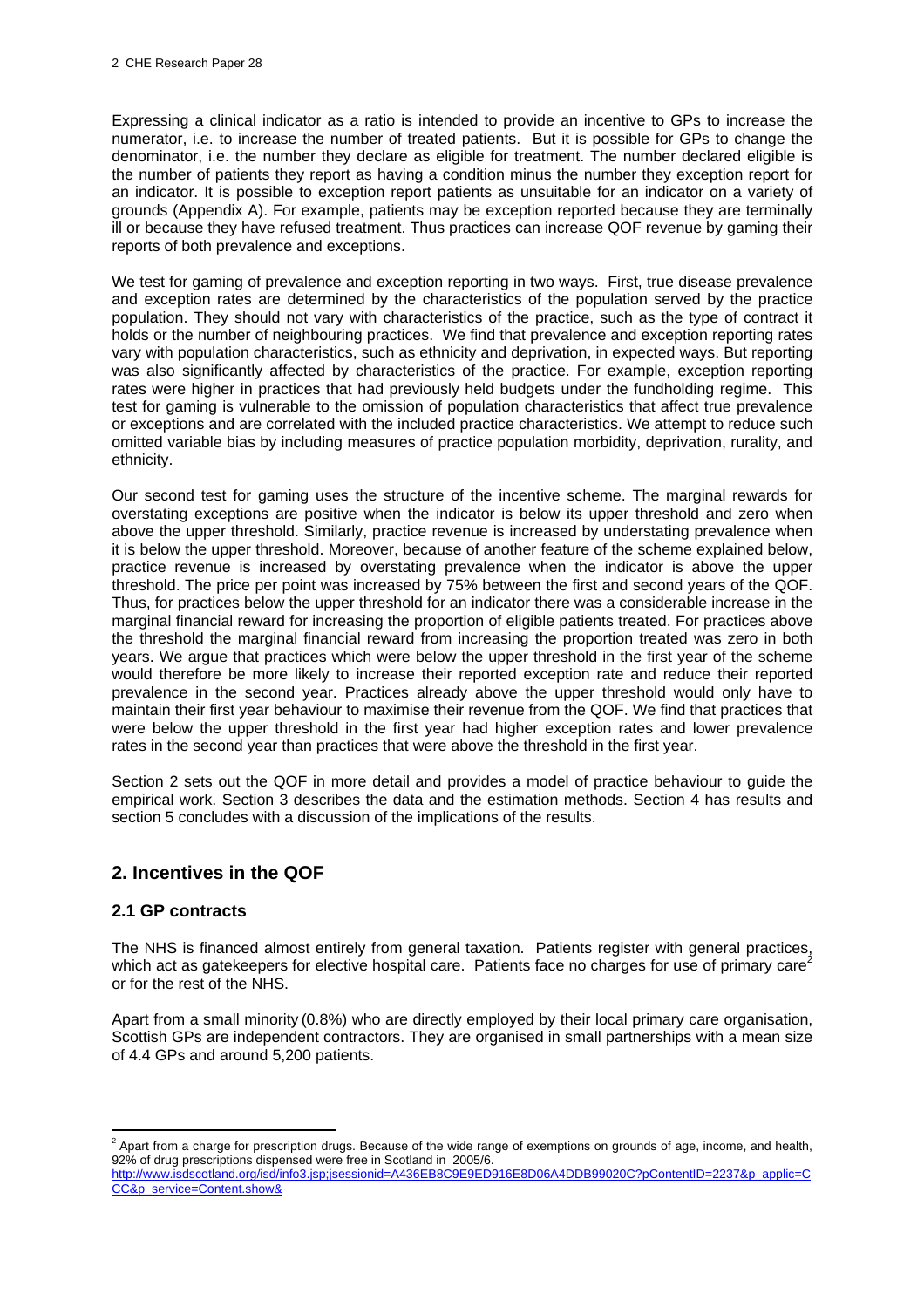Expressing a clinical indicator as a ratio is intended to provide an incentive to GPs to increase the numerator, i.e. to increase the number of treated patients. But it is possible for GPs to change the denominator, i.e. the number they declare as eligible for treatment. The number declared eligible is the number of patients they report as having a condition minus the number they exception report for an indicator. It is possible to exception report patients as unsuitable for an indicator on a variety of grounds (Appendix A). For example, patients may be exception reported because they are terminally ill or because they have refused treatment. Thus practices can increase QOF revenue by gaming their reports of both prevalence and exceptions.

We test for gaming of prevalence and exception reporting in two ways. First, true disease prevalence and exception rates are determined by the characteristics of the population served by the practice population. They should not vary with characteristics of the practice, such as the type of contract it holds or the number of neighbouring practices. We find that prevalence and exception reporting rates vary with population characteristics, such as ethnicity and deprivation, in expected ways. But reporting was also significantly affected by characteristics of the practice. For example, exception reporting rates were higher in practices that had previously held budgets under the fundholding regime. This test for gaming is vulnerable to the omission of population characteristics that affect true prevalence or exceptions and are correlated with the included practice characteristics. We attempt to reduce such omitted variable bias by including measures of practice population morbidity, deprivation, rurality, and ethnicity.

Our second test for gaming uses the structure of the incentive scheme. The marginal rewards for overstating exceptions are positive when the indicator is below its upper threshold and zero when above the upper threshold. Similarly, practice revenue is increased by understating prevalence when it is below the upper threshold. Moreover, because of another feature of the scheme explained below, practice revenue is increased by overstating prevalence when the indicator is above the upper threshold. The price per point was increased by 75% between the first and second years of the QOF. Thus, for practices below the upper threshold for an indicator there was a considerable increase in the marginal financial reward for increasing the proportion of eligible patients treated. For practices above the threshold the marginal financial reward from increasing the proportion treated was zero in both years. We argue that practices which were below the upper threshold in the first year of the scheme would therefore be more likely to increase their reported exception rate and reduce their reported prevalence in the second year. Practices already above the upper threshold would only have to maintain their first year behaviour to maximise their revenue from the QOF. We find that practices that were below the upper threshold in the first year had higher exception rates and lower prevalence rates in the second year than practices that were above the threshold in the first year.

Section 2 sets out the QOF in more detail and provides a model of practice behaviour to guide the empirical work. Section 3 describes the data and the estimation methods. Section 4 has results and section 5 concludes with a discussion of the implications of the results.

## 2. Incentives in the QOF

### 2.1 GP contracts

The NHS is financed almost entirely from general taxation. Patients register with general practices, which act as gatekeepers for elective hospital care. Patients face no charges for use of primary care[2] or for the rest of the NHS.

Apart from a small minority (0.8%) who are directly employed by their local primary care organisation, Scottish GPs are independent contractors. They are organised in small partnerships with a mean size of 4.4 GPs and around 5,200 patients.

---

[2] Apart from a charge for prescription drugs. Because of the wide range of exemptions on grounds of age, income, and health, 92% of drug prescriptions dispensed were free in Scotland in 2005/6. http://www.isdscotland.org/isd/info3.jsp;jsessionid=A436EB8C9E9ED916E8D06A4DDB99020C?pContentID=2237&p_applic=CCC&p_service=Content.show&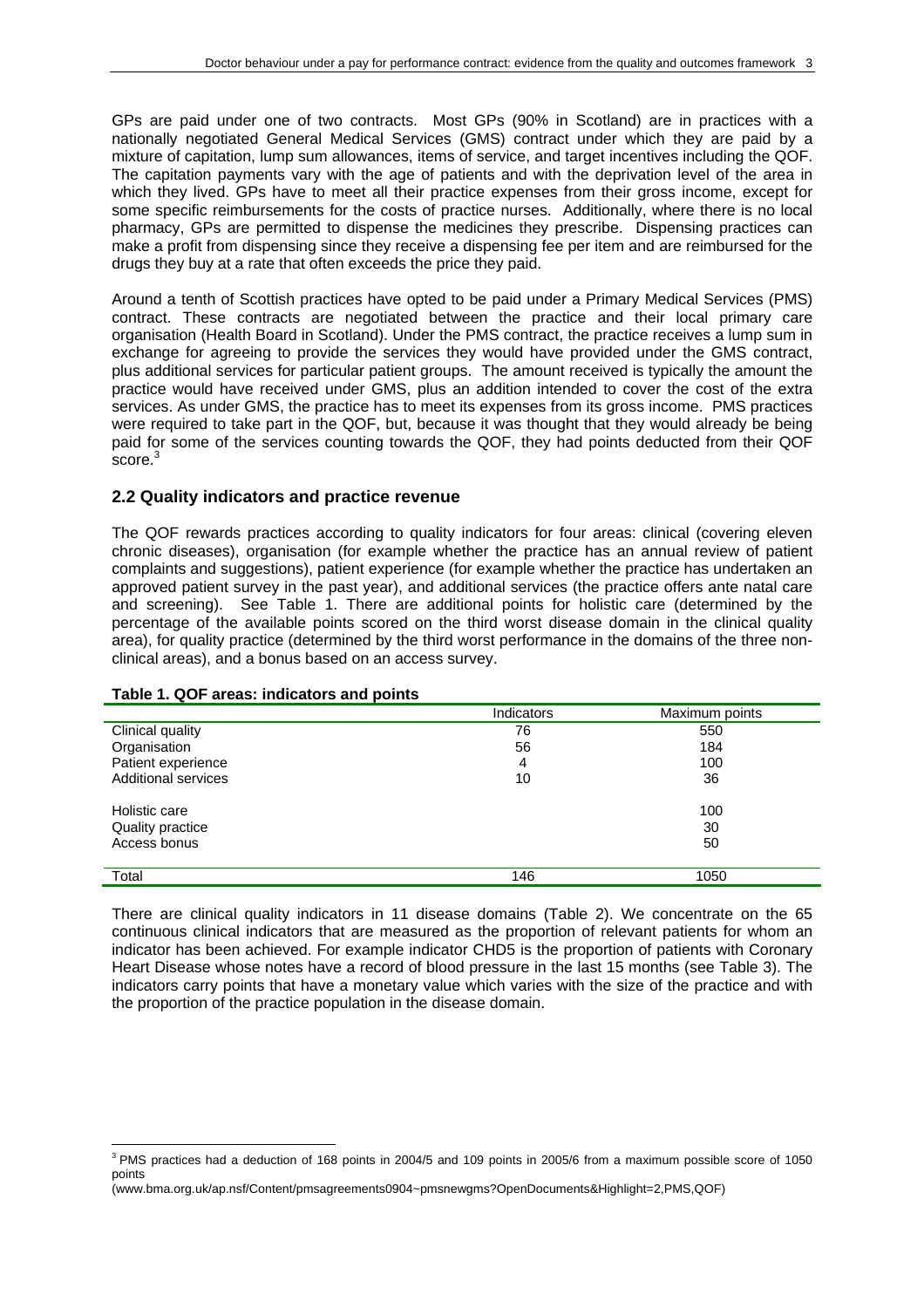GPs are paid under one of two contracts. Most GPs (90% in Scotland) are in practices with a nationally negotiated General Medical Services (GMS) contract under which they are paid by a mixture of capitation, lump sum allowances, items of service, and target incentives including the QOF. The capitation payments vary with the age of patients and with the deprivation level of the area in which they lived. GPs have to meet all their practice expenses from their gross income, except for some specific reimbursements for the costs of practice nurses. Additionally, where there is no local pharmacy, GPs are permitted to dispense the medicines they prescribe. Dispensing practices can make a profit from dispensing since they receive a dispensing fee per item and are reimbursed for the drugs they buy at a rate that often exceeds the price they paid.

Around a tenth of Scottish practices have opted to be paid under a Primary Medical Services (PMS) contract. These contracts are negotiated between the practice and their local primary care organisation (Health Board in Scotland). Under the PMS contract, the practice receives a lump sum in exchange for agreeing to provide the services they would have provided under the GMS contract, plus additional services for particular patient groups. The amount received is typically the amount the practice would have received under GMS, plus an addition intended to cover the cost of the extra services. As under GMS, the practice has to meet its expenses from its gross income. PMS practices were required to take part in the QOF, but, because it was thought that they would already be being paid for some of the services counting towards the QOF, they had points deducted from their QOF score.[3]

## 2.2 Quality indicators and practice revenue

The QOF rewards practices according to quality indicators for four areas: clinical (covering eleven chronic diseases), organisation (for example whether the practice has an annual review of patient complaints and suggestions), patient experience (for example whether the practice has undertaken an approved patient survey in the past year), and additional services (the practice offers ante natal care and screening). See Table 1. There are additional points for holistic care (determined by the percentage of the available points scored on the third worst disease domain in the clinical quality area), for quality practice (determined by the third worst performance in the domains of the three non-clinical areas), and a bonus based on an access survey.

**Table 1. QOF areas: indicators and points**

| | Indicators | Maximum points |
|---|---|---|
| Clinical quality | 76 | 550 |
| Organisation | 56 | 184 |
| Patient experience | 4 | 100 |
| Additional services | 10 | 36 |
| Holistic care | | 100 |
| Quality practice | | 30 |
| Access bonus | | 50 |
| Total | 146 | 1050 |

There are clinical quality indicators in 11 disease domains (Table 2). We concentrate on the 65 continuous clinical indicators that are measured as the proportion of relevant patients for whom an indicator has been achieved. For example indicator CHD5 is the proportion of patients with Coronary Heart Disease whose notes have a record of blood pressure in the last 15 months (see Table 3). The indicators carry points that have a monetary value which varies with the size of the practice and with the proportion of the practice population in the disease domain.

[3] PMS practices had a deduction of 168 points in 2004/5 and 109 points in 2005/6 from a maximum possible score of 1050 points
(www.bma.org.uk/ap.nsf/Content/pmsagreements0904~pmsnewgms?OpenDocuments&Highlight=2,PMS,QOF)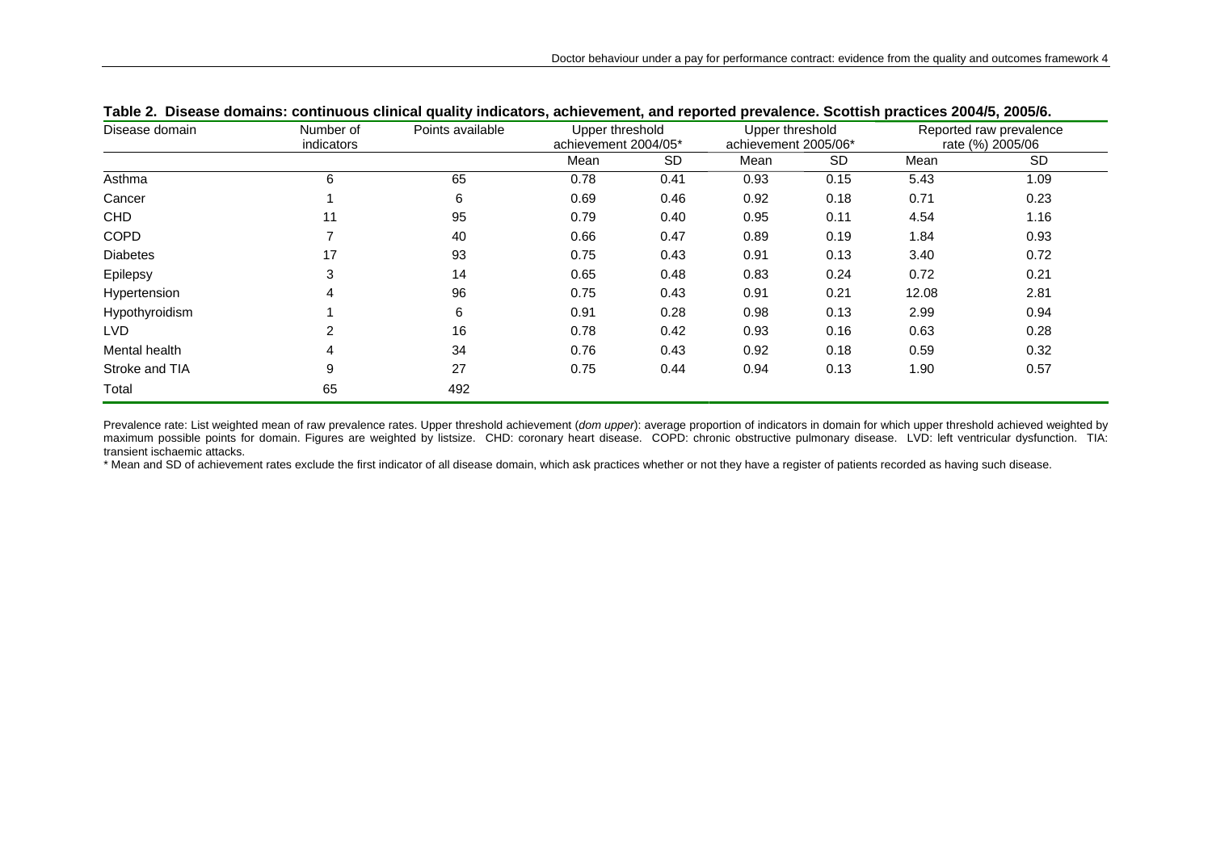**Table 2. Disease domains: continuous clinical quality indicators, achievement, and reported prevalence. Scottish practices 2004/5, 2005/6.**

| Disease domain | Number of indicators | Points available | Upper threshold achievement 2004/05* | | Upper threshold achievement 2005/06* | | Reported raw prevalence rate (%) 2005/06 | |
|---|---|---|---|---|---|---|---|---|
| | | | Mean | SD | Mean | SD | Mean | SD |
| Asthma | 6 | 65 | 0.78 | 0.41 | 0.93 | 0.15 | 5.43 | 1.09 |
| Cancer | 1 | 6 | 0.69 | 0.46 | 0.92 | 0.18 | 0.71 | 0.23 |
| CHD | 11 | 95 | 0.79 | 0.40 | 0.95 | 0.11 | 4.54 | 1.16 |
| COPD | 7 | 40 | 0.66 | 0.47 | 0.89 | 0.19 | 1.84 | 0.93 |
| Diabetes | 17 | 93 | 0.75 | 0.43 | 0.91 | 0.13 | 3.40 | 0.72 |
| Epilepsy | 3 | 14 | 0.65 | 0.48 | 0.83 | 0.24 | 0.72 | 0.21 |
| Hypertension | 4 | 96 | 0.75 | 0.43 | 0.91 | 0.21 | 12.08 | 2.81 |
| Hypothyroidism | 1 | 6 | 0.91 | 0.28 | 0.98 | 0.13 | 2.99 | 0.94 |
| LVD | 2 | 16 | 0.78 | 0.42 | 0.93 | 0.16 | 0.63 | 0.28 |
| Mental health | 4 | 34 | 0.76 | 0.43 | 0.92 | 0.18 | 0.59 | 0.32 |
| Stroke and TIA | 9 | 27 | 0.75 | 0.44 | 0.94 | 0.13 | 1.90 | 0.57 |
| Total | 65 | 492 | | | | | | |

Prevalence rate: List weighted mean of raw prevalence rates. Upper threshold achievement (*dom upper*): average proportion of indicators in domain for which upper threshold achieved weighted by maximum possible points for domain. Figures are weighted by listsize. CHD: coronary heart disease. COPD: chronic obstructive pulmonary disease. LVD: left ventricular dysfunction. TIA: transient ischaemic attacks.

\* Mean and SD of achievement rates exclude the first indicator of all disease domain, which ask practices whether or not they have a register of patients recorded as having such disease.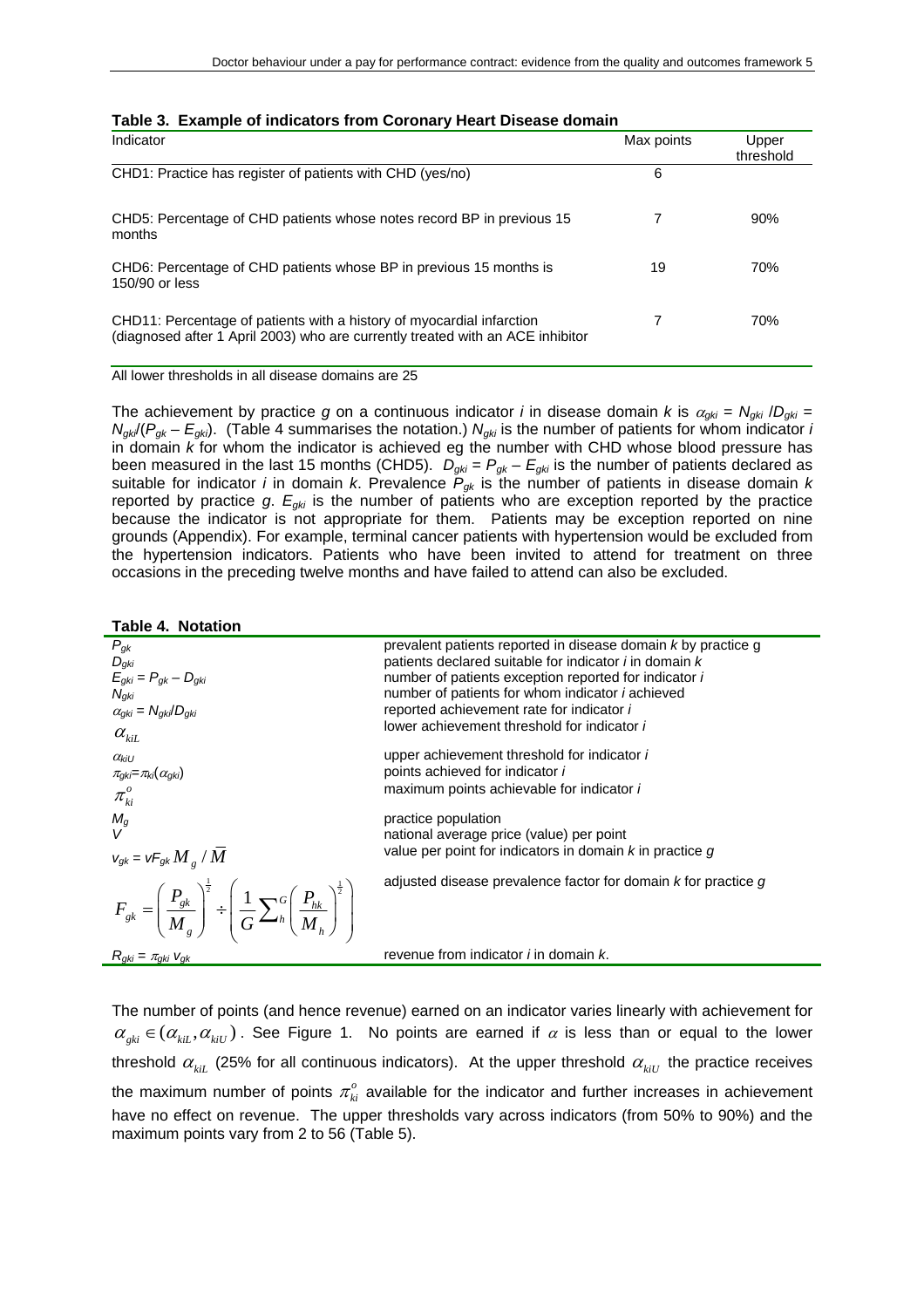**Table 3. Example of indicators from Coronary Heart Disease domain**

| Indicator | Max points | Upper threshold |
|---|---|---|
| CHD1: Practice has register of patients with CHD (yes/no) | 6 | |
| CHD5: Percentage of CHD patients whose notes record BP in previous 15 months | 7 | 90% |
| CHD6: Percentage of CHD patients whose BP in previous 15 months is 150/90 or less | 19 | 70% |
| CHD11: Percentage of patients with a history of myocardial infarction (diagnosed after 1 April 2003) who are currently treated with an ACE inhibitor | 7 | 70% |

All lower thresholds in all disease domains are 25

The achievement by practice $g$ on a continuous indicator $i$ in disease domain $k$ is $\alpha_{gki} = N_{gki} / D_{gki} = N_{gki} / (P_{gk} - E_{gki})$. (Table 4 summarises the notation.) $N_{gki}$ is the number of patients for whom indicator $i$ in domain $k$ for whom the indicator is achieved eg the number with CHD whose blood pressure has been measured in the last 15 months (CHD5). $D_{gki} = P_{gk} - E_{gki}$ is the number of patients declared as suitable for indicator $i$ in domain $k$. Prevalence $P_{gk}$ is the number of patients in disease domain $k$ reported by practice $g$. $E_{gki}$ is the number of patients who are exception reported by the practice because the indicator is not appropriate for them. Patients may be exception reported on nine grounds (Appendix). For example, terminal cancer patients with hypertension would be excluded from the hypertension indicators. Patients who have been invited to attend for treatment on three occasions in the preceding twelve months and have failed to attend can also be excluded.

**Table 4. Notation**

| Notation | Description |
|---|---|
| $P_{gk}$ | prevalent patients reported in disease domain $k$ by practice g |
| $D_{gki}$ | patients declared suitable for indicator $i$ in domain $k$ |
| $E_{gki} = P_{gk} - D_{gki}$ | number of patients exception reported for indicator $i$ |
| $N_{gki}$ | number of patients for whom indicator $i$ achieved |
| $\alpha_{gki} = N_{gki}/D_{gki}$ | reported achievement rate for indicator $i$ |
| $\alpha_{kiL}$ | lower achievement threshold for indicator $i$ |
| $\alpha_{kiU}$ | upper achievement threshold for indicator $i$ |
| $\pi_{gki}=\pi_{ki}(\alpha_{gki})$ | points achieved for indicator $i$ |
| $\pi^{o}_{ki}$ | maximum points achievable for indicator $i$ |
| $M_g$ | practice population |
| $V$ | national average price (value) per point |
| $v_{gk} = vF_{gk} M_g / \bar{M}$ | value per point for indicators in domain $k$ in practice $g$ |
| $F_{gk} = \left(\dfrac{P_{gk}}{M_g}\right)^{\frac{1}{2}} \div \left(\dfrac{1}{G}\sum_h^G \left(\dfrac{P_{hk}}{M_h}\right)^{\frac{1}{2}}\right)$ | adjusted disease prevalence factor for domain $k$ for practice $g$ |
| $R_{gki} = \pi_{gki}\, v_{gk}$ | revenue from indicator $i$ in domain $k$. |

The number of points (and hence revenue) earned on an indicator varies linearly with achievement for $\alpha_{gki} \in (\alpha_{kiL}, \alpha_{kiU})$. See Figure 1. No points are earned if $\alpha$ is less than or equal to the lower threshold $\alpha_{kiL}$ (25% for all continuous indicators). At the upper threshold $\alpha_{kiU}$ the practice receives the maximum number of points $\pi^{o}_{ki}$ available for the indicator and further increases in achievement have no effect on revenue. The upper thresholds vary across indicators (from 50% to 90%) and the maximum points vary from 2 to 56 (Table 5).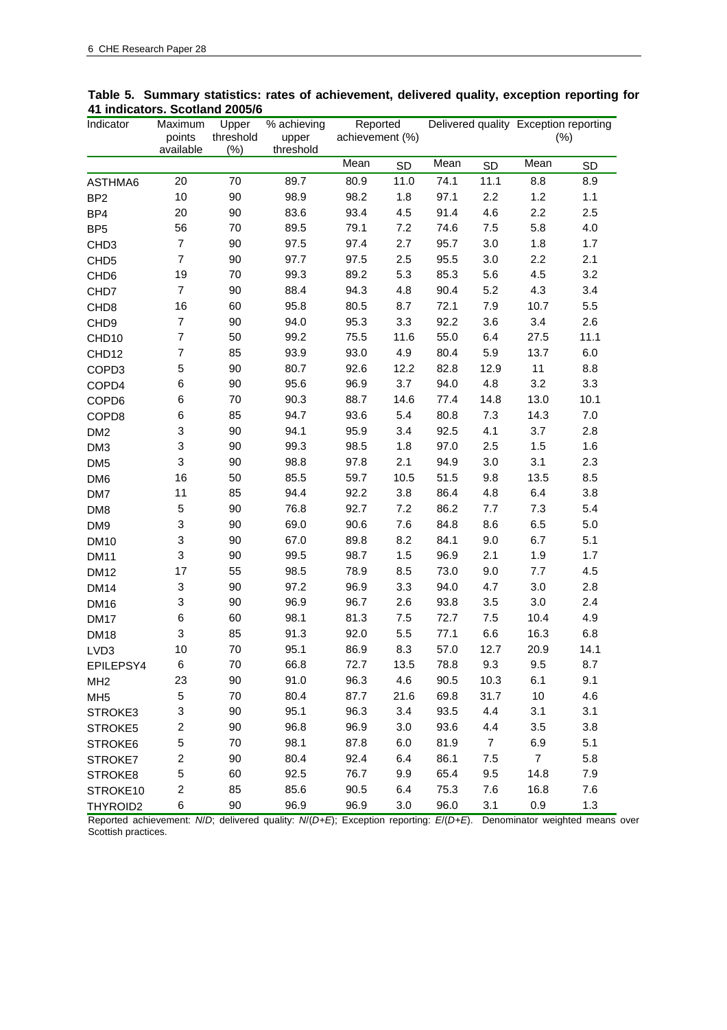**Table 5. Summary statistics: rates of achievement, delivered quality, exception reporting for 41 indicators. Scotland 2005/6**

| Indicator | Maximum points available | Upper threshold (%) | % achieving upper threshold | Reported achievement (%) | | Delivered quality | | Exception reporting (%) | |
|---|---|---|---|---|---|---|---|---|---|
| | | | | Mean | SD | Mean | SD | Mean | SD |
| ASTHMA6 | 20 | 70 | 89.7 | 80.9 | 11.0 | 74.1 | 11.1 | 8.8 | 8.9 |
| BP2 | 10 | 90 | 98.9 | 98.2 | 1.8 | 97.1 | 2.2 | 1.2 | 1.1 |
| BP4 | 20 | 90 | 83.6 | 93.4 | 4.5 | 91.4 | 4.6 | 2.2 | 2.5 |
| BP5 | 56 | 70 | 89.5 | 79.1 | 7.2 | 74.6 | 7.5 | 5.8 | 4.0 |
| CHD3 | 7 | 90 | 97.5 | 97.4 | 2.7 | 95.7 | 3.0 | 1.8 | 1.7 |
| CHD5 | 7 | 90 | 97.7 | 97.5 | 2.5 | 95.5 | 3.0 | 2.2 | 2.1 |
| CHD6 | 19 | 70 | 99.3 | 89.2 | 5.3 | 85.3 | 5.6 | 4.5 | 3.2 |
| CHD7 | 7 | 90 | 88.4 | 94.3 | 4.8 | 90.4 | 5.2 | 4.3 | 3.4 |
| CHD8 | 16 | 60 | 95.8 | 80.5 | 8.7 | 72.1 | 7.9 | 10.7 | 5.5 |
| CHD9 | 7 | 90 | 94.0 | 95.3 | 3.3 | 92.2 | 3.6 | 3.4 | 2.6 |
| CHD10 | 7 | 50 | 99.2 | 75.5 | 11.6 | 55.0 | 6.4 | 27.5 | 11.1 |
| CHD12 | 7 | 85 | 93.9 | 93.0 | 4.9 | 80.4 | 5.9 | 13.7 | 6.0 |
| COPD3 | 5 | 90 | 80.7 | 92.6 | 12.2 | 82.8 | 12.9 | 11 | 8.8 |
| COPD4 | 6 | 90 | 95.6 | 96.9 | 3.7 | 94.0 | 4.8 | 3.2 | 3.3 |
| COPD6 | 6 | 70 | 90.3 | 88.7 | 14.6 | 77.4 | 14.8 | 13.0 | 10.1 |
| COPD8 | 6 | 85 | 94.7 | 93.6 | 5.4 | 80.8 | 7.3 | 14.3 | 7.0 |
| DM2 | 3 | 90 | 94.1 | 95.9 | 3.4 | 92.5 | 4.1 | 3.7 | 2.8 |
| DM3 | 3 | 90 | 99.3 | 98.5 | 1.8 | 97.0 | 2.5 | 1.5 | 1.6 |
| DM5 | 3 | 90 | 98.8 | 97.8 | 2.1 | 94.9 | 3.0 | 3.1 | 2.3 |
| DM6 | 16 | 50 | 85.5 | 59.7 | 10.5 | 51.5 | 9.8 | 13.5 | 8.5 |
| DM7 | 11 | 85 | 94.4 | 92.2 | 3.8 | 86.4 | 4.8 | 6.4 | 3.8 |
| DM8 | 5 | 90 | 76.8 | 92.7 | 7.2 | 86.2 | 7.7 | 7.3 | 5.4 |
| DM9 | 3 | 90 | 69.0 | 90.6 | 7.6 | 84.8 | 8.6 | 6.5 | 5.0 |
| DM10 | 3 | 90 | 67.0 | 89.8 | 8.2 | 84.1 | 9.0 | 6.7 | 5.1 |
| DM11 | 3 | 90 | 99.5 | 98.7 | 1.5 | 96.9 | 2.1 | 1.9 | 1.7 |
| DM12 | 17 | 55 | 98.5 | 78.9 | 8.5 | 73.0 | 9.0 | 7.7 | 4.5 |
| DM14 | 3 | 90 | 97.2 | 96.9 | 3.3 | 94.0 | 4.7 | 3.0 | 2.8 |
| DM16 | 3 | 90 | 96.9 | 96.7 | 2.6 | 93.8 | 3.5 | 3.0 | 2.4 |
| DM17 | 6 | 60 | 98.1 | 81.3 | 7.5 | 72.7 | 7.5 | 10.4 | 4.9 |
| DM18 | 3 | 85 | 91.3 | 92.0 | 5.5 | 77.1 | 6.6 | 16.3 | 6.8 |
| LVD3 | 10 | 70 | 95.1 | 86.9 | 8.3 | 57.0 | 12.7 | 20.9 | 14.1 |
| EPILEPSY4 | 6 | 70 | 66.8 | 72.7 | 13.5 | 78.8 | 9.3 | 9.5 | 8.7 |
| MH2 | 23 | 90 | 91.0 | 96.3 | 4.6 | 90.5 | 10.3 | 6.1 | 9.1 |
| MH5 | 5 | 70 | 80.4 | 87.7 | 21.6 | 69.8 | 31.7 | 10 | 4.6 |
| STROKE3 | 3 | 90 | 95.1 | 96.3 | 3.4 | 93.5 | 4.4 | 3.1 | 3.1 |
| STROKE5 | 2 | 90 | 96.8 | 96.9 | 3.0 | 93.6 | 4.4 | 3.5 | 3.8 |
| STROKE6 | 5 | 70 | 98.1 | 87.8 | 6.0 | 81.9 | 7 | 6.9 | 5.1 |
| STROKE7 | 2 | 90 | 80.4 | 92.4 | 6.4 | 86.1 | 7.5 | 7 | 5.8 |
| STROKE8 | 5 | 60 | 92.5 | 76.7 | 9.9 | 65.4 | 9.5 | 14.8 | 7.9 |
| STROKE10 | 2 | 85 | 85.6 | 90.5 | 6.4 | 75.3 | 7.6 | 16.8 | 7.6 |
| THYROID2 | 6 | 90 | 96.9 | 96.9 | 3.0 | 96.0 | 3.1 | 0.9 | 1.3 |

Reported achievement: $N/D$; delivered quality: $N/(D+E)$; Exception reporting: $E/(D+E)$. Denominator weighted means over Scottish practices.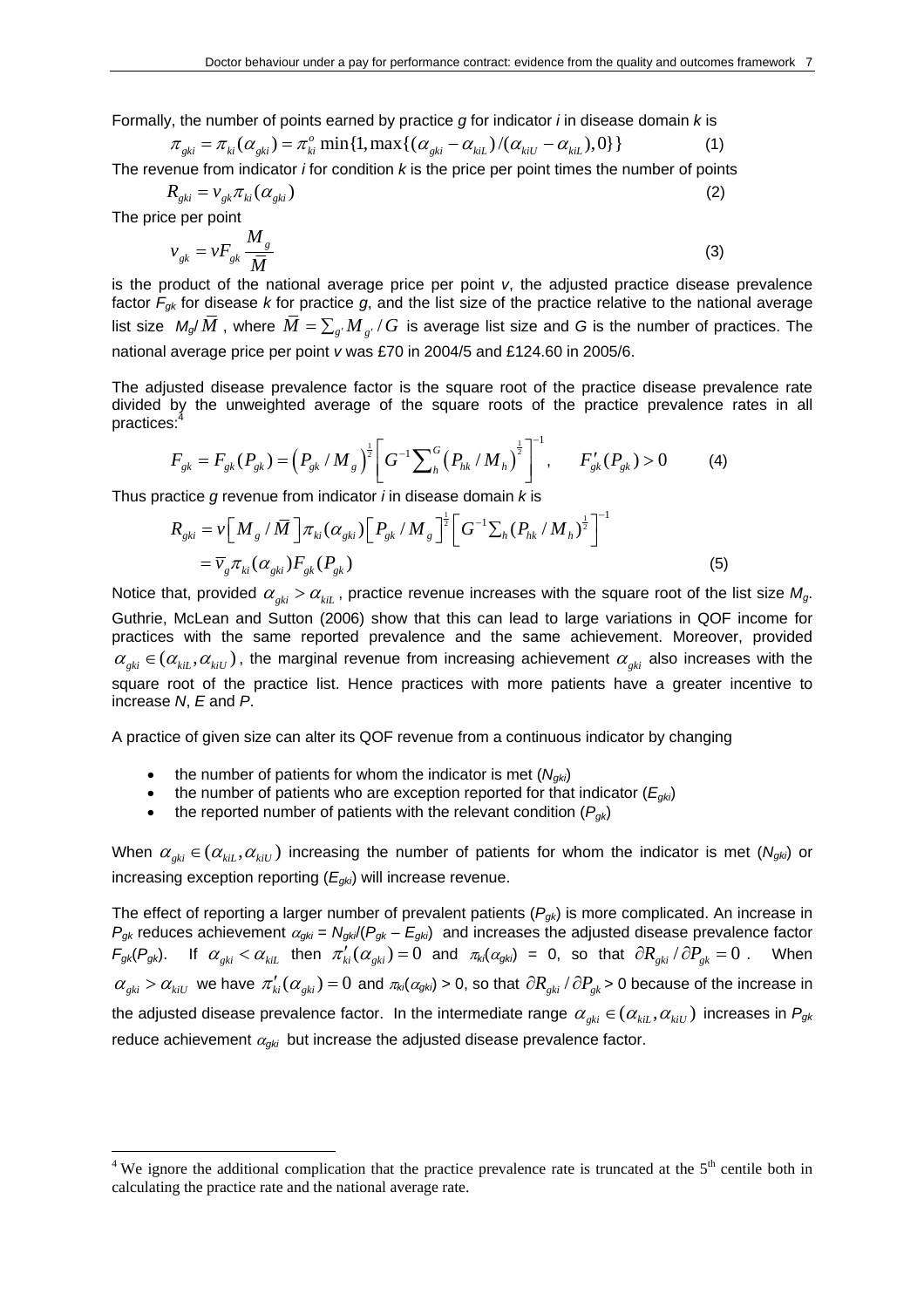Formally, the number of points earned by practice $g$ for indicator $i$ in disease domain $k$ is

$$\pi_{gki} = \pi_{ki}(\alpha_{gki}) = \pi_{ki}^{o} \min\{1, \max\{(\alpha_{gki} - \alpha_{kiL})/(\alpha_{kiU} - \alpha_{kiL}), 0\}\} \tag{1}$$

The revenue from indicator $i$ for condition $k$ is the price per point times the number of points

$$R_{gki} = v_{gk}\pi_{ki}(\alpha_{gki}) \tag{2}$$

The price per point

$$v_{gk} = vF_{gk}\frac{M_g}{\overline{M}} \tag{3}$$

is the product of the national average price per point $v$, the adjusted practice disease prevalence factor $F_{gk}$ for disease $k$ for practice $g$, and the list size of the practice relative to the national average list size $M_g/\overline{M}$, where $\overline{M} = \sum_{g'} M_{g'}/G$ is average list size and $G$ is the number of practices. The national average price per point $v$ was £70 in 2004/5 and £124.60 in 2005/6.

The adjusted disease prevalence factor is the square root of the practice disease prevalence rate divided by the unweighted average of the square roots of the practice prevalence rates in all practices:[4]

$$F_{gk} = F_{gk}(P_{gk}) = \left(P_{gk}/M_g\right)^{\frac{1}{2}}\left[G^{-1}\sum_{h}^{G}\left(P_{hk}/M_h\right)^{\frac{1}{2}}\right]^{-1}, \qquad F'_{gk}(P_{gk}) > 0 \tag{4}$$

Thus practice $g$ revenue from indicator $i$ in disease domain $k$ is

$$\begin{aligned} R_{gki} &= v\left[M_g/\overline{M}\right]\pi_{ki}(\alpha_{gki})\left[P_{gk}/M_g\right]^{\frac{1}{2}}\left[G^{-1}\sum_h (P_{hk}/M_h)^{\frac{1}{2}}\right]^{-1} \\ &= \overline{v}_g \pi_{ki}(\alpha_{gki})F_{gk}(P_{gk}) \end{aligned} \tag{5}$$

Notice that, provided $\alpha_{gki} > \alpha_{kiL}$, practice revenue increases with the square root of the list size $M_g$. Guthrie, McLean and Sutton (2006) show that this can lead to large variations in QOF income for practices with the same reported prevalence and the same achievement. Moreover, provided $\alpha_{gki} \in (\alpha_{kiL}, \alpha_{kiU})$, the marginal revenue from increasing achievement $\alpha_{gki}$ also increases with the square root of the practice list. Hence practices with more patients have a greater incentive to increase $N$, $E$ and $P$.

A practice of given size can alter its QOF revenue from a continuous indicator by changing

- the number of patients for whom the indicator is met ($N_{gki}$)
- the number of patients who are exception reported for that indicator ($E_{gki}$)
- the reported number of patients with the relevant condition ($P_{gk}$)

When $\alpha_{gki} \in (\alpha_{kiL}, \alpha_{kiU})$ increasing the number of patients for whom the indicator is met ($N_{gki}$) or increasing exception reporting ($E_{gki}$) will increase revenue.

The effect of reporting a larger number of prevalent patients ($P_{gk}$) is more complicated. An increase in $P_{gk}$ reduces achievement $\alpha_{gki} = N_{gki}/(P_{gk} - E_{gki})$ and increases the adjusted disease prevalence factor $F_{gk}(P_{gk})$. If $\alpha_{gki} < \alpha_{kiL}$ then $\pi'_{ki}(\alpha_{gki}) = 0$ and $\pi_{ki}(\alpha_{gki}) = 0$, so that $\partial R_{gki}/\partial P_{gk} = 0$. When $\alpha_{gki} > \alpha_{kiU}$ we have $\pi'_{ki}(\alpha_{gki}) = 0$ and $\pi_{ki}(\alpha_{gki}) > 0$, so that $\partial R_{gki}/\partial P_{gk} > 0$ because of the increase in the adjusted disease prevalence factor. In the intermediate range $\alpha_{gki} \in (\alpha_{kiL}, \alpha_{kiU})$ increases in $P_{gk}$ reduce achievement $\alpha_{gki}$ but increase the adjusted disease prevalence factor.

[4] We ignore the additional complication that the practice prevalence rate is truncated at the 5th centile both in calculating the practice rate and the national average rate.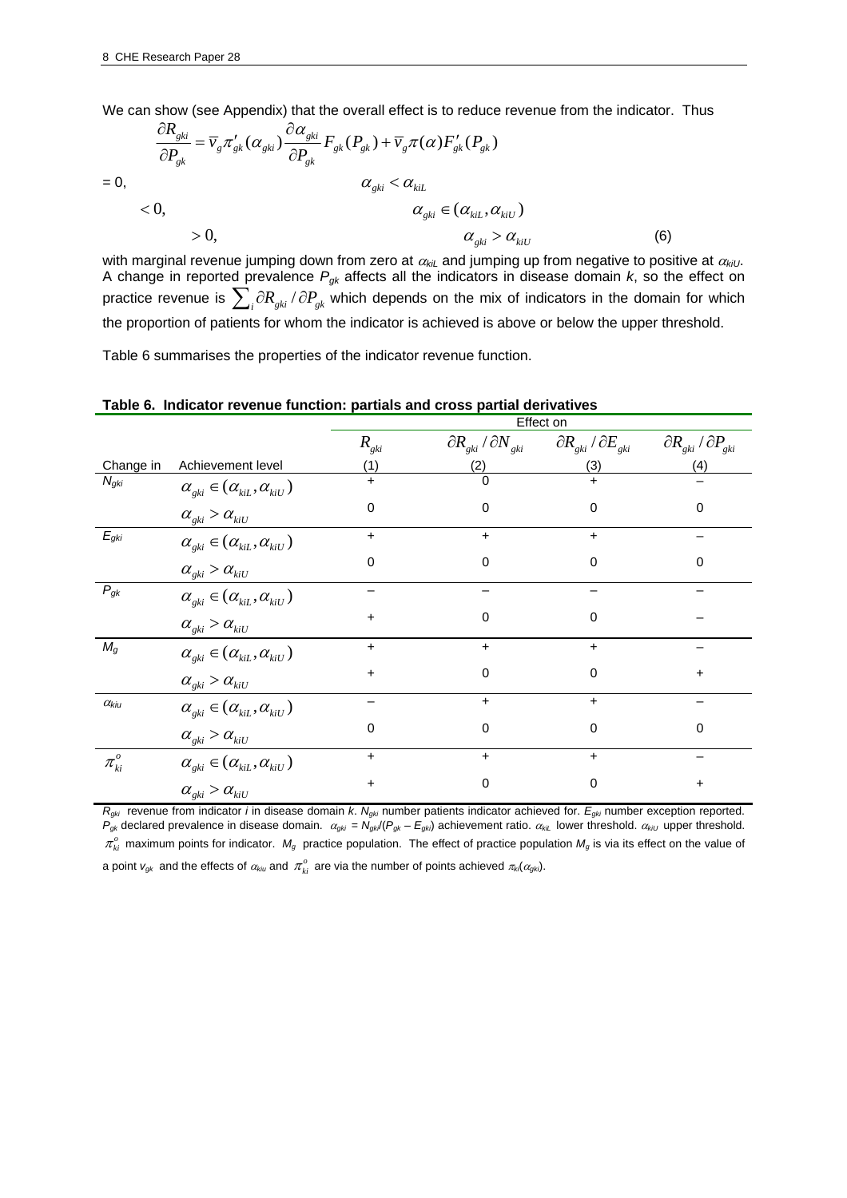We can show (see Appendix) that the overall effect is to reduce revenue from the indicator. Thus

$$\frac{\partial R_{gki}}{\partial P_{gk}} = \bar{v}_g \pi'_{gk}(\alpha_{gki}) \frac{\partial \alpha_{gki}}{\partial P_{gk}} F_{gk}(P_{gk}) + \bar{v}_g \pi(\alpha) F'_{gk}(P_{gk})$$

$$\begin{aligned} &= 0, && \alpha_{gki} < \alpha_{kiL} \\ &< 0, && \alpha_{gki} \in (\alpha_{kiL}, \alpha_{kiU}) \\ &> 0, && \alpha_{gki} > \alpha_{kiU} \end{aligned} \qquad (6)$$

with marginal revenue jumping down from zero at $\alpha_{kiL}$ and jumping up from negative to positive at $\alpha_{kiU}$. A change in reported prevalence $P_{gk}$ affects all the indicators in disease domain $k$, so the effect on practice revenue is $\sum_i \partial R_{gki} / \partial P_{gk}$ which depends on the mix of indicators in the domain for which the proportion of patients for whom the indicator is achieved is above or below the upper threshold.

Table 6 summarises the properties of the indicator revenue function.

**Table 6. Indicator revenue function: partials and cross partial derivatives**

| | | Effect on | | | |
|---|---|---|---|---|---|
| | | $R_{gki}$ | $\partial R_{gki} / \partial N_{gki}$ | $\partial R_{gki} / \partial E_{gki}$ | $\partial R_{gki} / \partial P_{gki}$ |
| Change in | Achievement level | (1) | (2) | (3) | (4) |
| $N_{gki}$ | $\alpha_{gki} \in (\alpha_{kiL}, \alpha_{kiU})$ | + | 0 | + | – |
| | $\alpha_{gki} > \alpha_{kiU}$ | 0 | 0 | 0 | 0 |
| $E_{gki}$ | $\alpha_{gki} \in (\alpha_{kiL}, \alpha_{kiU})$ | + | + | + | – |
| | $\alpha_{gki} > \alpha_{kiU}$ | 0 | 0 | 0 | 0 |
| $P_{gk}$ | $\alpha_{gki} \in (\alpha_{kiL}, \alpha_{kiU})$ | – | – | – | – |
| | $\alpha_{gki} > \alpha_{kiU}$ | + | 0 | 0 | – |
| $M_g$ | $\alpha_{gki} \in (\alpha_{kiL}, \alpha_{kiU})$ | + | + | + | – |
| | $\alpha_{gki} > \alpha_{kiU}$ | + | 0 | 0 | + |
| $\alpha_{kiu}$ | $\alpha_{gki} \in (\alpha_{kiL}, \alpha_{kiU})$ | – | + | + | – |
| | $\alpha_{gki} > \alpha_{kiU}$ | 0 | 0 | 0 | 0 |
| $\pi^o_{ki}$ | $\alpha_{gki} \in (\alpha_{kiL}, \alpha_{kiU})$ | + | + | + | – |
| | $\alpha_{gki} > \alpha_{kiU}$ | + | 0 | 0 | + |

$R_{gki}$ revenue from indicator $i$ in disease domain $k$. $N_{gki}$ number patients indicator achieved for. $E_{gki}$ number exception reported. $P_{gk}$ declared prevalence in disease domain. $\alpha_{gki} = N_{gki}/(P_{gk} - E_{gki})$ achievement ratio. $\alpha_{kiL}$ lower threshold. $\alpha_{kiU}$ upper threshold. $\pi^o_{ki}$ maximum points for indicator. $M_g$ practice population. The effect of practice population $M_g$ is via its effect on the value of a point $v_{gk}$ and the effects of $\alpha_{kiu}$ and $\pi^o_{ki}$ are via the number of points achieved $\pi_{ki}(\alpha_{gki})$.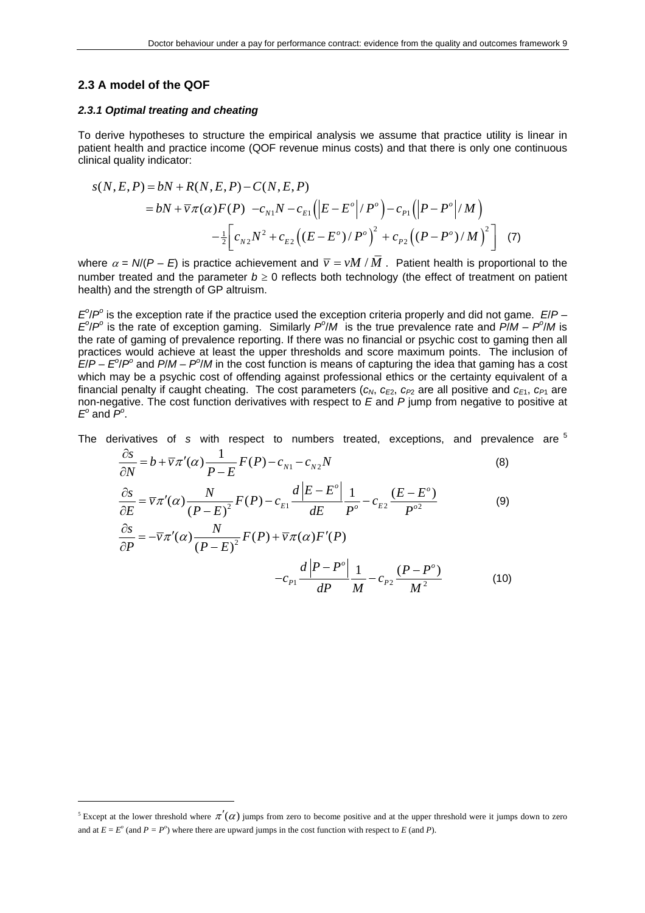## 2.3 A model of the QOF

### *2.3.1 Optimal treating and cheating*

To derive hypotheses to structure the empirical analysis we assume that practice utility is linear in patient health and practice income (QOF revenue minus costs) and that there is only one continuous clinical quality indicator:

$$
\begin{aligned}
s(N,E,P) &= bN + R(N,E,P) - C(N,E,P) \\
&= bN + \bar{v}\pi(\alpha)F(P) \ - c_{N1}N - c_{E1}\left(\left|E-E^o\right|/P^o\right) - c_{P1}\left(\left|P-P^o\right|/M\right) \\
&\quad - \tfrac{1}{2}\left[c_{N2}N^2 + c_{E2}\left((E-E^o)/P^o\right)^2 + c_{P2}\left((P-P^o)/M\right)^2\right]
\end{aligned}
\quad (7)
$$

where $\alpha = N/(P-E)$ is practice achievement and $\bar{v} = vM/\bar{M}$. Patient health is proportional to the number treated and the parameter $b \geq 0$ reflects both technology (the effect of treatment on patient health) and the strength of GP altruism.

$E^o/P^o$ is the exception rate if the practice used the exception criteria properly and did not game. $E/P - E^o/P^o$ is the rate of exception gaming. Similarly $P^o/M$ is the true prevalence rate and $P/M - P^o/M$ is the rate of gaming of prevalence reporting. If there was no financial or psychic cost to gaming then all practices would achieve at least the upper thresholds and score maximum points. The inclusion of $E/P - E^o/P^o$ and $P/M - P^o/M$ in the cost function is means of capturing the idea that gaming has a cost which may be a psychic cost of offending against professional ethics or the certainty equivalent of a financial penalty if caught cheating. The cost parameters ($c_N$, $c_{E2}$, $c_{P2}$ are all positive and $c_{E1}$, $c_{P1}$ are non-negative. The cost function derivatives with respect to $E$ and $P$ jump from negative to positive at $E^o$ and $P^o$.

The derivatives of $s$ with respect to numbers treated, exceptions, and prevalence are [5]

$$
\frac{\partial s}{\partial N} = b + \bar{v}\pi'(\alpha)\frac{1}{P-E}F(P) - c_{N1} - c_{N2}N \quad (8)
$$

$$
\frac{\partial s}{\partial E} = \bar{v}\pi'(\alpha)\frac{N}{(P-E)^2}F(P) - c_{E1}\frac{d\left|E-E^o\right|}{dE}\frac{1}{P^o} - c_{E2}\frac{(E-E^o)}{P^{o2}} \quad (9)
$$

$$
\begin{aligned}
\frac{\partial s}{\partial P} &= -\bar{v}\pi'(\alpha)\frac{N}{(P-E)^2}F(P) + \bar{v}\pi(\alpha)F'(P) \\
&\quad - c_{P1}\frac{d\left|P-P^o\right|}{dP}\frac{1}{M} - c_{P2}\frac{(P-P^o)}{M^2}
\end{aligned}
\quad (10)
$$

[5] Except at the lower threshold where $\pi'(\alpha)$ jumps from zero to become positive and at the upper threshold were it jumps down to zero and at $E = E^o$ (and $P = P^o$) where there are upward jumps in the cost function with respect to $E$ (and $P$).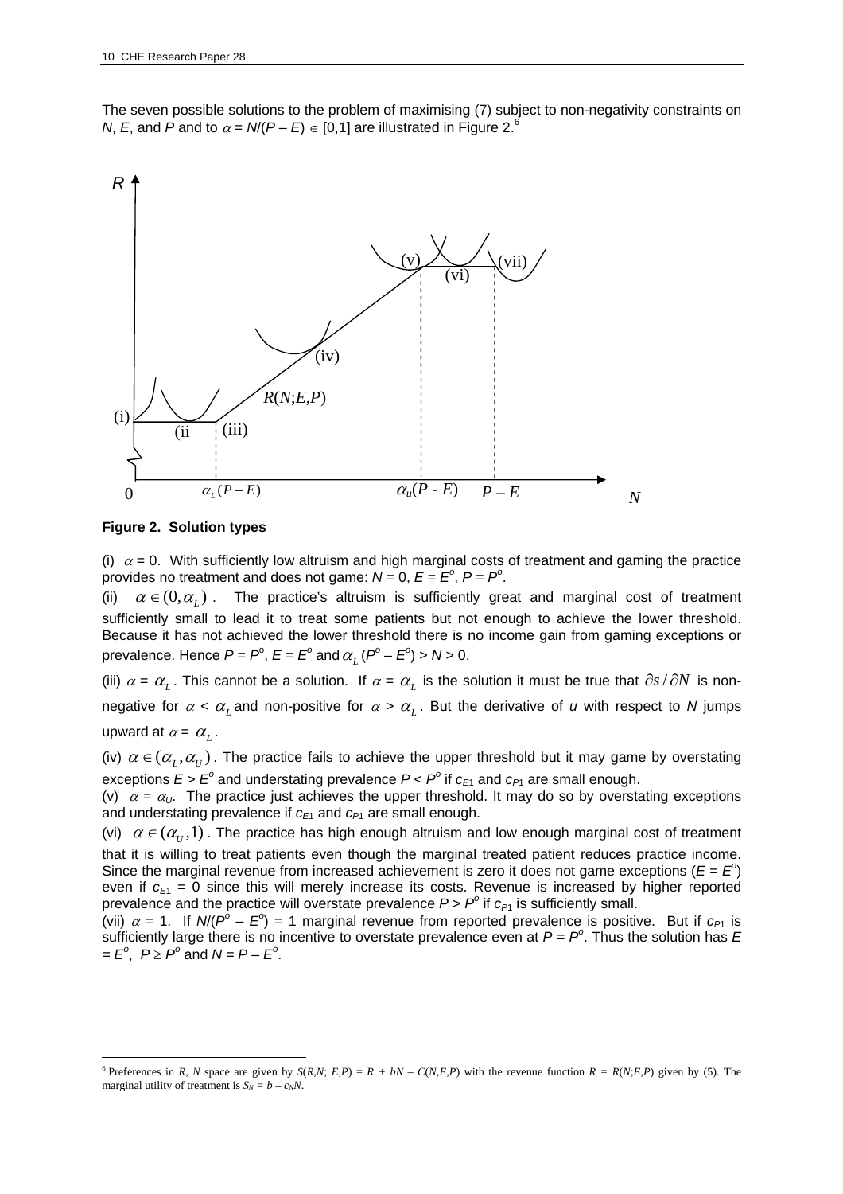The seven possible solutions to the problem of maximising (7) subject to non-negativity constraints on $N$, $E$, and $P$ and to $\alpha = N/(P - E) \in [0,1]$ are illustrated in Figure 2.[6]

**Figure 2. Solution types**

(i) $\alpha = 0$. With sufficiently low altruism and high marginal costs of treatment and gaming the practice provides no treatment and does not game: $N = 0$, $E = E^o$, $P = P^o$.

(ii) $\alpha \in (0, \alpha_L)$. The practice's altruism is sufficiently great and marginal cost of treatment sufficiently small to lead it to treat some patients but not enough to achieve the lower threshold. Because it has not achieved the lower threshold there is no income gain from gaming exceptions or prevalence. Hence $P = P^o$, $E = E^o$ and $\alpha_L(P^o - E^o) > N > 0$.

(iii) $\alpha = \alpha_L$. This cannot be a solution. If $\alpha = \alpha_L$ is the solution it must be true that $\partial s/\partial N$ is non-negative for $\alpha < \alpha_L$ and non-positive for $\alpha > \alpha_L$. But the derivative of $u$ with respect to $N$ jumps upward at $\alpha = \alpha_L$.

(iv) $\alpha \in (\alpha_L, \alpha_U)$. The practice fails to achieve the upper threshold but it may game by overstating exceptions $E > E^o$ and understating prevalence $P < P^o$ if $c_{E1}$ and $c_{P1}$ are small enough.

(v) $\alpha = \alpha_U$. The practice just achieves the upper threshold. It may do so by overstating exceptions and understating prevalence if $c_{E1}$ and $c_{P1}$ are small enough.

(vi) $\alpha \in (\alpha_U, 1)$. The practice has high enough altruism and low enough marginal cost of treatment that it is willing to treat patients even though the marginal treated patient reduces practice income. Since the marginal revenue from increased achievement is zero it does not game exceptions ($E = E^o$) even if $c_{E1} = 0$ since this will merely increase its costs. Revenue is increased by higher reported prevalence and the practice will overstate prevalence $P > P^o$ if $c_{P1}$ is sufficiently small.

(vii) $\alpha = 1$. If $N/(P^o - E^o) = 1$ marginal revenue from reported prevalence is positive. But if $c_{P1}$ is sufficiently large there is no incentive to overstate prevalence even at $P = P^o$. Thus the solution has $E = E^o$, $P \geq P^o$ and $N = P - E^o$.

[6] Preferences in $R$, $N$ space are given by $S(R,N;\, E,P) = R + bN - C(N,E,P)$ with the revenue function $R = R(N;E,P)$ given by (5). The marginal utility of treatment is $S_N = b - c_N N$.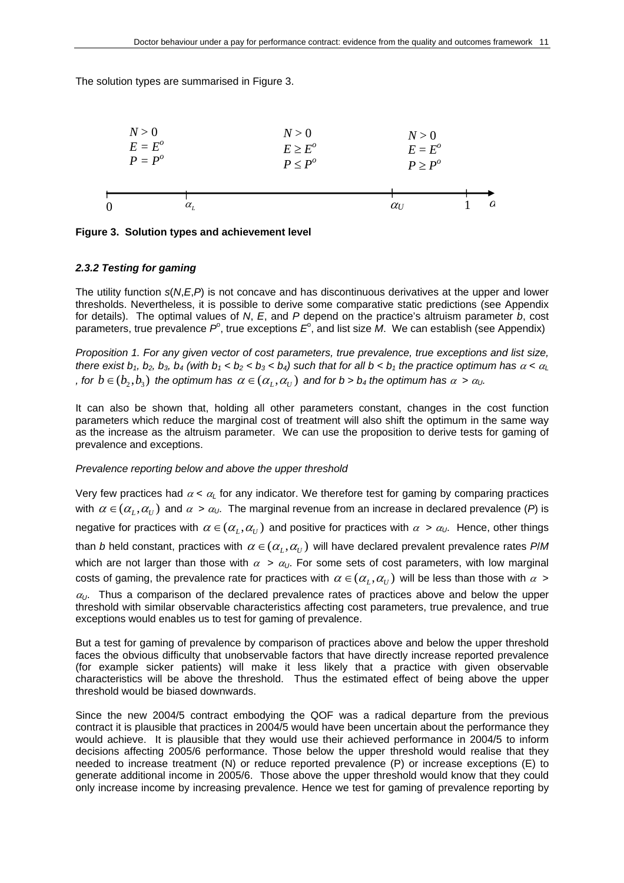The solution types are summarised in Figure 3.

$$
\begin{array}{ccc}
N > 0 & N > 0 & N > 0 \\
E = E^o & E \geq E^o & E = E^o \\
P = P^o & P \leq P^o & P \geq P^o
\end{array}
$$

$$0 \quad \alpha_L \quad \alpha_U \quad 1 \quad \alpha$$

**Figure 3. Solution types and achievement level**

### *2.3.2 Testing for gaming*

The utility function $s(N,E,P)$ is not concave and has discontinuous derivatives at the upper and lower thresholds. Nevertheless, it is possible to derive some comparative static predictions (see Appendix for details). The optimal values of $N$, $E$, and $P$ depend on the practice's altruism parameter $b$, cost parameters, true prevalence $P^o$, true exceptions $E^o$, and list size $M$. We can establish (see Appendix)

*Proposition 1. For any given vector of cost parameters, true prevalence, true exceptions and list size, there exist $b_1$, $b_2$, $b_3$, $b_4$ (with $b_1 < b_2 < b_3 < b_4$) such that for all $b < b_1$ the practice optimum has $\alpha < \alpha_L$, for $b \in (b_2, b_3)$ the optimum has $\alpha \in (\alpha_L, \alpha_U)$ and for $b > b_4$ the optimum has $\alpha > \alpha_U$.*

It can also be shown that, holding all other parameters constant, changes in the cost function parameters which reduce the marginal cost of treatment will also shift the optimum in the same way as the increase as the altruism parameter. We can use the proposition to derive tests for gaming of prevalence and exceptions.

*Prevalence reporting below and above the upper threshold*

Very few practices had $\alpha < \alpha_L$ for any indicator. We therefore test for gaming by comparing practices with $\alpha \in (\alpha_L, \alpha_U)$ and $\alpha > \alpha_U$. The marginal revenue from an increase in declared prevalence ($P$) is negative for practices with $\alpha \in (\alpha_L, \alpha_U)$ and positive for practices with $\alpha > \alpha_U$. Hence, other things than $b$ held constant, practices with $\alpha \in (\alpha_L, \alpha_U)$ will have declared prevalent prevalence rates $P/M$ which are not larger than those with $\alpha > \alpha_U$. For some sets of cost parameters, with low marginal costs of gaming, the prevalence rate for practices with $\alpha \in (\alpha_L, \alpha_U)$ will be less than those with $\alpha > \alpha_U$. Thus a comparison of the declared prevalence rates of practices above and below the upper threshold with similar observable characteristics affecting cost parameters, true prevalence, and true exceptions would enables us to test for gaming of prevalence.

But a test for gaming of prevalence by comparison of practices above and below the upper threshold faces the obvious difficulty that unobservable factors that have directly increase reported prevalence (for example sicker patients) will make it less likely that a practice with given observable characteristics will be above the threshold. Thus the estimated effect of being above the upper threshold would be biased downwards.

Since the new 2004/5 contract embodying the QOF was a radical departure from the previous contract it is plausible that practices in 2004/5 would have been uncertain about the performance they would achieve. It is plausible that they would use their achieved performance in 2004/5 to inform decisions affecting 2005/6 performance. Those below the upper threshold would realise that they needed to increase treatment (N) or reduce reported prevalence (P) or increase exceptions (E) to generate additional income in 2005/6. Those above the upper threshold would know that they could only increase income by increasing prevalence. Hence we test for gaming of prevalence reporting by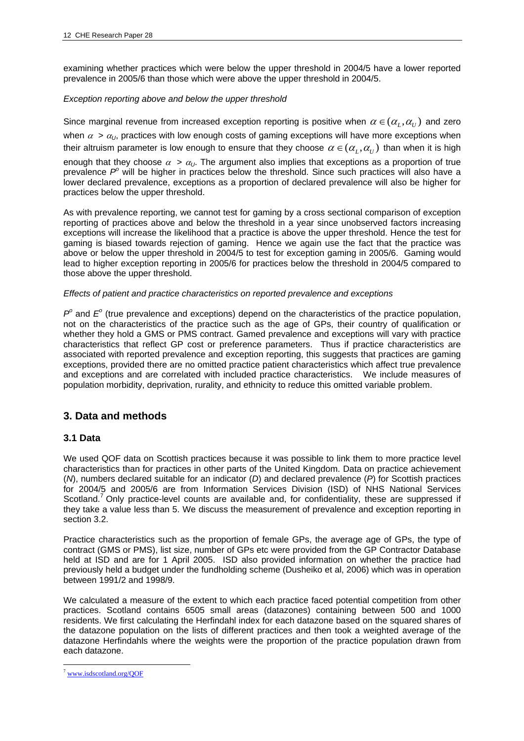examining whether practices which were below the upper threshold in 2004/5 have a lower reported prevalence in 2005/6 than those which were above the upper threshold in 2004/5.

*Exception reporting above and below the upper threshold*

Since marginal revenue from increased exception reporting is positive when $\alpha \in (\alpha_L, \alpha_U)$ and zero when $\alpha > \alpha_U$, practices with low enough costs of gaming exceptions will have more exceptions when their altruism parameter is low enough to ensure that they choose $\alpha \in (\alpha_L, \alpha_U)$ than when it is high enough that they choose $\alpha > \alpha_U$. The argument also implies that exceptions as a proportion of true prevalence $P^o$ will be higher in practices below the threshold. Since such practices will also have a lower declared prevalence, exceptions as a proportion of declared prevalence will also be higher for practices below the upper threshold.

As with prevalence reporting, we cannot test for gaming by a cross sectional comparison of exception reporting of practices above and below the threshold in a year since unobserved factors increasing exceptions will increase the likelihood that a practice is above the upper threshold. Hence the test for gaming is biased towards rejection of gaming. Hence we again use the fact that the practice was above or below the upper threshold in 2004/5 to test for exception gaming in 2005/6. Gaming would lead to higher exception reporting in 2005/6 for practices below the threshold in 2004/5 compared to those above the upper threshold.

*Effects of patient and practice characteristics on reported prevalence and exceptions*

$P^o$ and $E^o$ (true prevalence and exceptions) depend on the characteristics of the practice population, not on the characteristics of the practice such as the age of GPs, their country of qualification or whether they hold a GMS or PMS contract. Gamed prevalence and exceptions will vary with practice characteristics that reflect GP cost or preference parameters. Thus if practice characteristics are associated with reported prevalence and exception reporting, this suggests that practices are gaming exceptions, provided there are no omitted practice patient characteristics which affect true prevalence and exceptions and are correlated with included practice characteristics. We include measures of population morbidity, deprivation, rurality, and ethnicity to reduce this omitted variable problem.

## 3. Data and methods

### 3.1 Data

We used QOF data on Scottish practices because it was possible to link them to more practice level characteristics than for practices in other parts of the United Kingdom. Data on practice achievement (*N*), numbers declared suitable for an indicator (*D*) and declared prevalence (*P*) for Scottish practices for 2004/5 and 2005/6 are from Information Services Division (ISD) of NHS National Services Scotland.[7] Only practice-level counts are available and, for confidentiality, these are suppressed if they take a value less than 5. We discuss the measurement of prevalence and exception reporting in section 3.2.

Practice characteristics such as the proportion of female GPs, the average age of GPs, the type of contract (GMS or PMS), list size, number of GPs etc were provided from the GP Contractor Database held at ISD and are for 1 April 2005. ISD also provided information on whether the practice had previously held a budget under the fundholding scheme (Dusheiko et al, 2006) which was in operation between 1991/2 and 1998/9.

We calculated a measure of the extent to which each practice faced potential competition from other practices. Scotland contains 6505 small areas (datazones) containing between 500 and 1000 residents. We first calculating the Herfindahl index for each datazone based on the squared shares of the datazone population on the lists of different practices and then took a weighted average of the datazone Herfindahls where the weights were the proportion of the practice population drawn from each datazone.

[7] www.isdscotland.org/QOF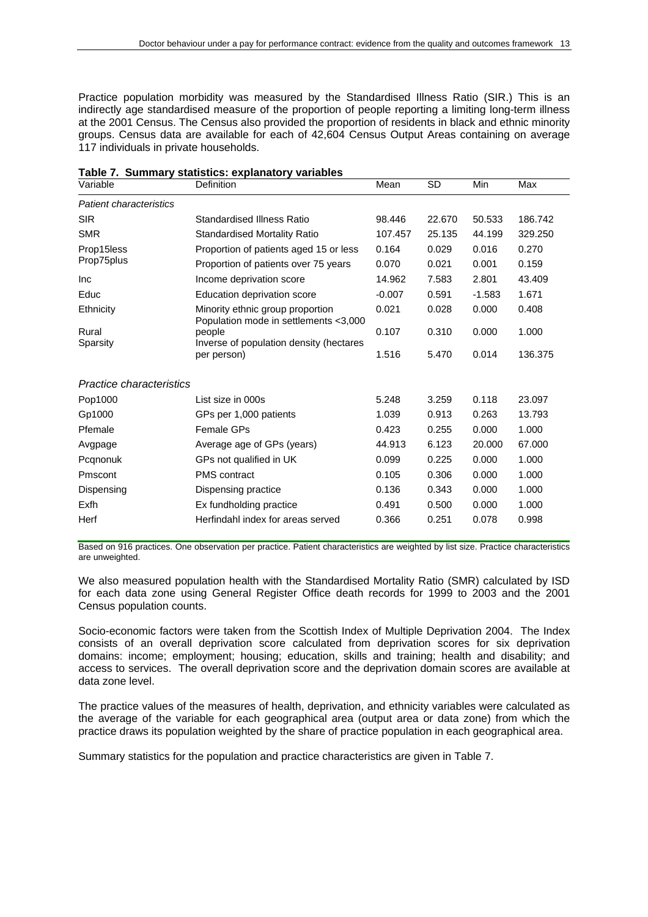Practice population morbidity was measured by the Standardised Illness Ratio (SIR.) This is an indirectly age standardised measure of the proportion of people reporting a limiting long-term illness at the 2001 Census. The Census also provided the proportion of residents in black and ethnic minority groups. Census data are available for each of 42,604 Census Output Areas containing on average 117 individuals in private households.

**Table 7. Summary statistics: explanatory variables**

| Variable | Definition | Mean | SD | Min | Max |
|---|---|---|---|---|---|
| *Patient characteristics* | | | | | |
| SIR | Standardised Illness Ratio | 98.446 | 22.670 | 50.533 | 186.742 |
| SMR | Standardised Mortality Ratio | 107.457 | 25.135 | 44.199 | 329.250 |
| Prop15less | Proportion of patients aged 15 or less | 0.164 | 0.029 | 0.016 | 0.270 |
| Prop75plus | Proportion of patients over 75 years | 0.070 | 0.021 | 0.001 | 0.159 |
| Inc | Income deprivation score | 14.962 | 7.583 | 2.801 | 43.409 |
| Educ | Education deprivation score | -0.007 | 0.591 | -1.583 | 1.671 |
| Ethnicity | Minority ethnic group proportion | 0.021 | 0.028 | 0.000 | 0.408 |
| Rural | Population mode in settlements <3,000 people | 0.107 | 0.310 | 0.000 | 1.000 |
| Sparsity | Inverse of population density (hectares per person) | 1.516 | 5.470 | 0.014 | 136.375 |
| *Practice characteristics* | | | | | |
| Pop1000 | List size in 000s | 5.248 | 3.259 | 0.118 | 23.097 |
| Gp1000 | GPs per 1,000 patients | 1.039 | 0.913 | 0.263 | 13.793 |
| Pfemale | Female GPs | 0.423 | 0.255 | 0.000 | 1.000 |
| Avgpage | Average age of GPs (years) | 44.913 | 6.123 | 20.000 | 67.000 |
| Pcqnonuk | GPs not qualified in UK | 0.099 | 0.225 | 0.000 | 1.000 |
| Pmscont | PMS contract | 0.105 | 0.306 | 0.000 | 1.000 |
| Dispensing | Dispensing practice | 0.136 | 0.343 | 0.000 | 1.000 |
| Exfh | Ex fundholding practice | 0.491 | 0.500 | 0.000 | 1.000 |
| Herf | Herfindahl index for areas served | 0.366 | 0.251 | 0.078 | 0.998 |

Based on 916 practices. One observation per practice. Patient characteristics are weighted by list size. Practice characteristics are unweighted.

We also measured population health with the Standardised Mortality Ratio (SMR) calculated by ISD for each data zone using General Register Office death records for 1999 to 2003 and the 2001 Census population counts.

Socio-economic factors were taken from the Scottish Index of Multiple Deprivation 2004. The Index consists of an overall deprivation score calculated from deprivation scores for six deprivation domains: income; employment; housing; education, skills and training; health and disability; and access to services. The overall deprivation score and the deprivation domain scores are available at data zone level.

The practice values of the measures of health, deprivation, and ethnicity variables were calculated as the average of the variable for each geographical area (output area or data zone) from which the practice draws its population weighted by the share of practice population in each geographical area.

Summary statistics for the population and practice characteristics are given in Table 7.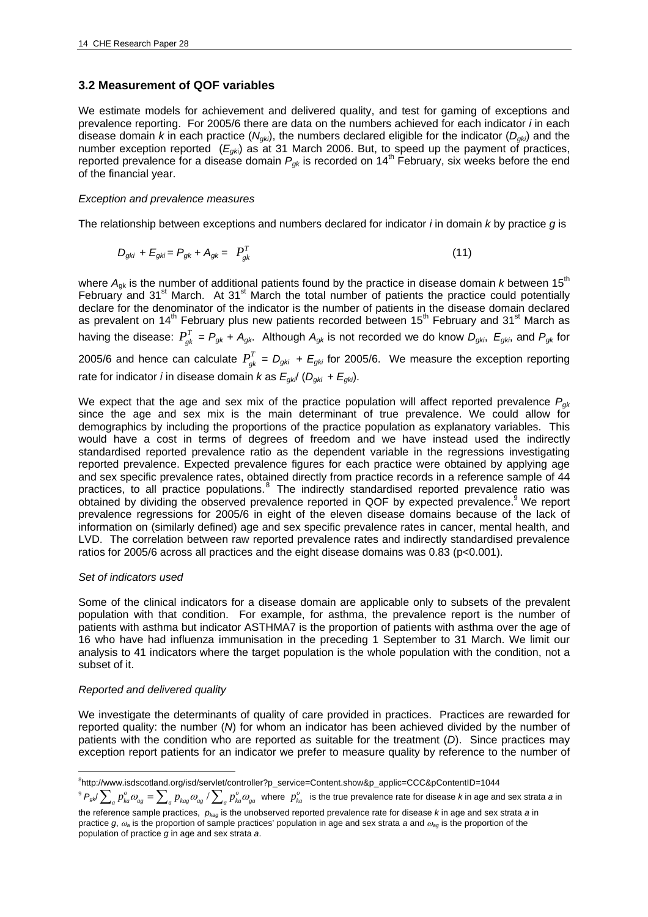## 3.2 Measurement of QOF variables

We estimate models for achievement and delivered quality, and test for gaming of exceptions and prevalence reporting. For 2005/6 there are data on the numbers achieved for each indicator *i* in each disease domain *k* in each practice ($N_{gki}$), the numbers declared eligible for the indicator ($D_{gki}$) and the number exception reported ($E_{gki}$) as at 31 March 2006. But, to speed up the payment of practices, reported prevalence for a disease domain $P_{gk}$ is recorded on 14th February, six weeks before the end of the financial year.

*Exception and prevalence measures*

The relationship between exceptions and numbers declared for indicator *i* in domain *k* by practice *g* is

$$D_{gki} + E_{gki} = P_{gk} + A_{gk} = P_{gk}^{T} \tag{11}$$

where $A_{gk}$ is the number of additional patients found by the practice in disease domain *k* between 15th February and 31st March. At 31st March the total number of patients the practice could potentially declare for the denominator of the indicator is the number of patients in the disease domain declared as prevalent on 14th February plus new patients recorded between 15th February and 31st March as having the disease: $P_{gk}^{T} = P_{gk} + A_{gk}$. Although $A_{gk}$ is not recorded we do know $D_{gki}$, $E_{gki}$, and $P_{gk}$ for 2005/6 and hence can calculate $P_{gk}^{T} = D_{gki} + E_{gki}$ for 2005/6. We measure the exception reporting rate for indicator *i* in disease domain *k* as $E_{gki}/(D_{gki} + E_{gki})$.

We expect that the age and sex mix of the practice population will affect reported prevalence $P_{gk}$ since the age and sex mix is the main determinant of true prevalence. We could allow for demographics by including the proportions of the practice population as explanatory variables. This would have a cost in terms of degrees of freedom and we have instead used the indirectly standardised reported prevalence ratio as the dependent variable in the regressions investigating reported prevalence. Expected prevalence figures for each practice were obtained by applying age and sex specific prevalence rates, obtained directly from practice records in a reference sample of 44 practices, to all practice populations.[8] The indirectly standardised reported prevalence ratio was obtained by dividing the observed prevalence reported in QOF by expected prevalence.[9] We report prevalence regressions for 2005/6 in eight of the eleven disease domains because of the lack of information on (similarly defined) age and sex specific prevalence rates in cancer, mental health, and LVD. The correlation between raw reported prevalence rates and indirectly standardised prevalence ratios for 2005/6 across all practices and the eight disease domains was 0.83 ($p<0.001$).

*Set of indicators used*

Some of the clinical indicators for a disease domain are applicable only to subsets of the prevalent population with that condition. For example, for asthma, the prevalence report is the number of patients with asthma but indicator ASTHMA7 is the proportion of patients with asthma over the age of 16 who have had influenza immunisation in the preceding 1 September to 31 March. We limit our analysis to 41 indicators where the target population is the whole population with the condition, not a subset of it.

*Reported and delivered quality*

We investigate the determinants of quality of care provided in practices. Practices are rewarded for reported quality: the number (*N*) for whom an indicator has been achieved divided by the number of patients with the condition who are reported as suitable for the treatment (*D*). Since practices may exception report patients for an indicator we prefer to measure quality by reference to the number of

---

[8] http://www.isdscotland.org/isd/servlet/controller?p_service=Content.show&p_applic=CCC&pContentID=1044

[9] $P_{gk}/\sum_a p_{ka}^{o}\omega_{ag} = \sum_a p_{kag}\omega_{ag} / \sum_a p_{ka}^{o}\omega_{ga}$ where $p_{ka}^{o}$ is the true prevalence rate for disease *k* in age and sex strata *a* in the reference sample practices, $p_{kag}$ is the unobserved reported prevalence rate for disease *k* in age and sex strata *a* in practice *g*, $\omega_a$ is the proportion of sample practices' population in age and sex strata *a* and $\omega_{ag}$ is the proportion of the population of practice *g* in age and sex strata *a*.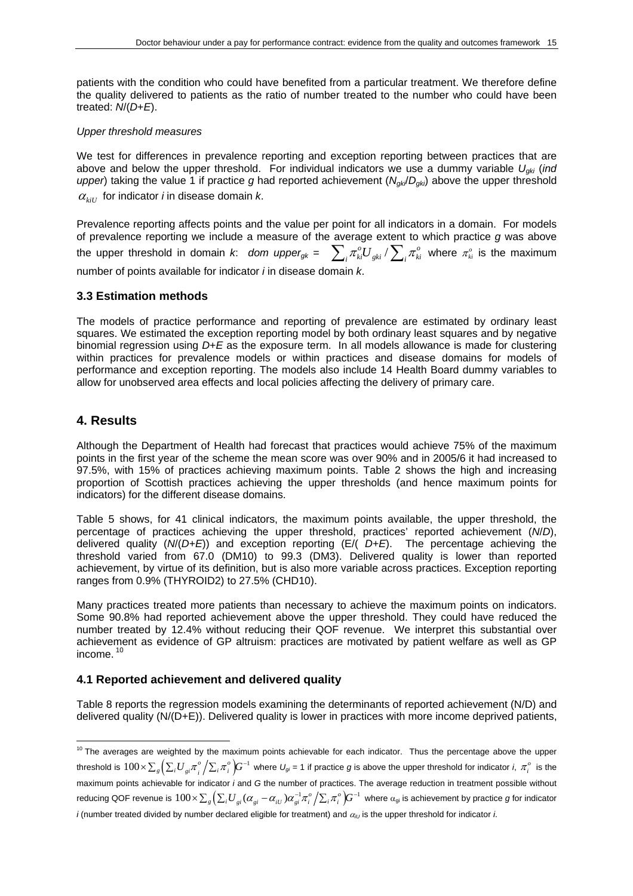patients with the condition who could have benefited from a particular treatment. We therefore define the quality delivered to patients as the ratio of number treated to the number who could have been treated: *N*/(*D*+*E*).

*Upper threshold measures*

We test for differences in prevalence reporting and exception reporting between practices that are above and below the upper threshold. For individual indicators we use a dummy variable $U_{gki}$ (*ind upper*) taking the value 1 if practice *g* had reported achievement ($N_{gki}/D_{gki}$) above the upper threshold $\alpha_{kiU}$ for indicator *i* in disease domain *k*.

Prevalence reporting affects points and the value per point for all indicators in a domain. For models of prevalence reporting we include a measure of the average extent to which practice *g* was above the upper threshold in domain *k*: *dom upper*$_{gk}$ = $\sum_i \pi^o_{ki} U_{gki} / \sum_i \pi^o_{ki}$ where $\pi^o_{ki}$ is the maximum number of points available for indicator *i* in disease domain *k*.

### 3.3 Estimation methods

The models of practice performance and reporting of prevalence are estimated by ordinary least squares. We estimated the exception reporting model by both ordinary least squares and by negative binomial regression using *D*+*E* as the exposure term. In all models allowance is made for clustering within practices for prevalence models or within practices and disease domains for models of performance and exception reporting. The models also include 14 Health Board dummy variables to allow for unobserved area effects and local policies affecting the delivery of primary care.

## 4. Results

Although the Department of Health had forecast that practices would achieve 75% of the maximum points in the first year of the scheme the mean score was over 90% and in 2005/6 it had increased to 97.5%, with 15% of practices achieving maximum points. Table 2 shows the high and increasing proportion of Scottish practices achieving the upper thresholds (and hence maximum points for indicators) for the different disease domains.

Table 5 shows, for 41 clinical indicators, the maximum points available, the upper threshold, the percentage of practices achieving the upper threshold, practices' reported achievement (*N*/*D*), delivered quality (*N*/(*D*+*E*)) and exception reporting (E/( *D*+*E*). The percentage achieving the threshold varied from 67.0 (DM10) to 99.3 (DM3). Delivered quality is lower than reported achievement, by virtue of its definition, but is also more variable across practices. Exception reporting ranges from 0.9% (THYROID2) to 27.5% (CHD10).

Many practices treated more patients than necessary to achieve the maximum points on indicators. Some 90.8% had reported achievement above the upper threshold. They could have reduced the number treated by 12.4% without reducing their QOF revenue. We interpret this substantial over achievement as evidence of GP altruism: practices are motivated by patient welfare as well as GP income.[10]

### 4.1 Reported achievement and delivered quality

Table 8 reports the regression models examining the determinants of reported achievement (N/D) and delivered quality (N/(D+E)). Delivered quality is lower in practices with more income deprived patients,

---

[10] The averages are weighted by the maximum points achievable for each indicator. Thus the percentage above the upper threshold is $100 \times \sum_g \left( \sum_i U_{gi} \pi^o_i \Big/ \sum_i \pi^o_i \right) G^{-1}$ where $U_{gi}$ = 1 if practice *g* is above the upper threshold for indicator *i*, $\pi^o_i$ is the maximum points achievable for indicator *i* and *G* the number of practices. The average reduction in treatment possible without reducing QOF revenue is $100 \times \sum_g \left( \sum_i U_{gi} (\alpha_{gi} - \alpha_{iU}) \alpha^{-1}_{gi} \pi^o_i \Big/ \sum_i \pi^o_i \right) G^{-1}$ where $\alpha_{gi}$ is achievement by practice *g* for indicator *i* (number treated divided by number declared eligible for treatment) and $\alpha_{iU}$ is the upper threshold for indicator *i*.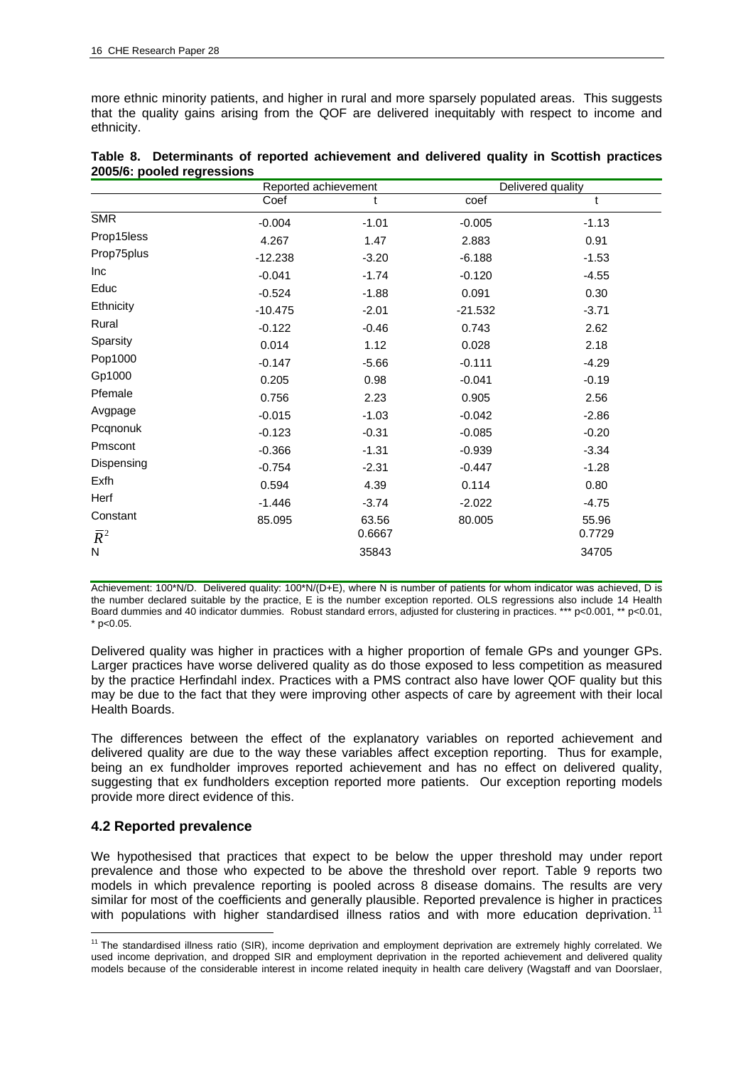more ethnic minority patients, and higher in rural and more sparsely populated areas. This suggests that the quality gains arising from the QOF are delivered inequitably with respect to income and ethnicity.

**Table 8. Determinants of reported achievement and delivered quality in Scottish practices 2005/6: pooled regressions**

| | Reported achievement | | Delivered quality | |
|---|---|---|---|---|
| | Coef | t | coef | t |
| SMR | -0.004 | -1.01 | -0.005 | -1.13 |
| Prop15less | 4.267 | 1.47 | 2.883 | 0.91 |
| Prop75plus | -12.238 | -3.20 | -6.188 | -1.53 |
| Inc | -0.041 | -1.74 | -0.120 | -4.55 |
| Educ | -0.524 | -1.88 | 0.091 | 0.30 |
| Ethnicity | -10.475 | -2.01 | -21.532 | -3.71 |
| Rural | -0.122 | -0.46 | 0.743 | 2.62 |
| Sparsity | 0.014 | 1.12 | 0.028 | 2.18 |
| Pop1000 | -0.147 | -5.66 | -0.111 | -4.29 |
| Gp1000 | 0.205 | 0.98 | -0.041 | -0.19 |
| Pfemale | 0.756 | 2.23 | 0.905 | 2.56 |
| Avgpage | -0.015 | -1.03 | -0.042 | -2.86 |
| Pcqnonuk | -0.123 | -0.31 | -0.085 | -0.20 |
| Pmscont | -0.366 | -1.31 | -0.939 | -3.34 |
| Dispensing | -0.754 | -2.31 | -0.447 | -1.28 |
| Exfh | 0.594 | 4.39 | 0.114 | 0.80 |
| Herf | -1.446 | -3.74 | -2.022 | -4.75 |
| Constant | 85.095 | 63.56 | 80.005 | 55.96 |
| $\bar{R}^2$ | | 0.6667 | | 0.7729 |
| N | | 35843 | | 34705 |

Achievement: 100\*N/D. Delivered quality: 100\*N/(D+E), where N is number of patients for whom indicator was achieved, D is the number declared suitable by the practice, E is the number exception reported. OLS regressions also include 14 Health Board dummies and 40 indicator dummies. Robust standard errors, adjusted for clustering in practices. \*\*\* p<0.001, \*\* p<0.01, \* p<0.05.

Delivered quality was higher in practices with a higher proportion of female GPs and younger GPs. Larger practices have worse delivered quality as do those exposed to less competition as measured by the practice Herfindahl index. Practices with a PMS contract also have lower QOF quality but this may be due to the fact that they were improving other aspects of care by agreement with their local Health Boards.

The differences between the effect of the explanatory variables on reported achievement and delivered quality are due to the way these variables affect exception reporting. Thus for example, being an ex fundholder improves reported achievement and has no effect on delivered quality, suggesting that ex fundholders exception reported more patients. Our exception reporting models provide more direct evidence of this.

## 4.2 Reported prevalence

We hypothesised that practices that expect to be below the upper threshold may under report prevalence and those who expected to be above the threshold over report. Table 9 reports two models in which prevalence reporting is pooled across 8 disease domains. The results are very similar for most of the coefficients and generally plausible. Reported prevalence is higher in practices with populations with higher standardised illness ratios and with more education deprivation.[11]

[11] The standardised illness ratio (SIR), income deprivation and employment deprivation are extremely highly correlated. We used income deprivation, and dropped SIR and employment deprivation in the reported achievement and delivered quality models because of the considerable interest in income related inequity in health care delivery (Wagstaff and van Doorslaer,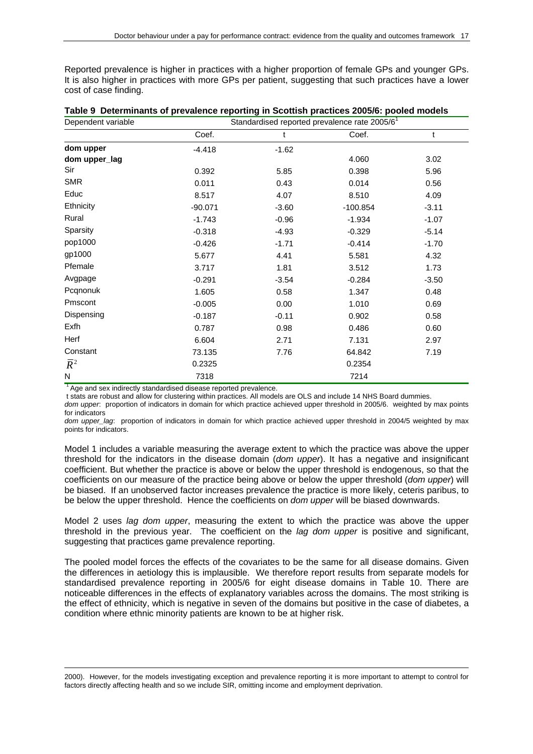Reported prevalence is higher in practices with a higher proportion of female GPs and younger GPs. It is also higher in practices with more GPs per patient, suggesting that such practices have a lower cost of case finding.

**Table 9 Determinants of prevalence reporting in Scottish practices 2005/6: pooled models**

| Dependent variable | Standardised reported prevalence rate 2005/6[1] | | | |
|---|---|---|---|---|
| | Coef. | t | Coef. | t |
| **dom upper** | -4.418 | -1.62 | | |
| **dom upper_lag** | | | 4.060 | 3.02 |
| Sir | 0.392 | 5.85 | 0.398 | 5.96 |
| SMR | 0.011 | 0.43 | 0.014 | 0.56 |
| Educ | 8.517 | 4.07 | 8.510 | 4.09 |
| Ethnicity | -90.071 | -3.60 | -100.854 | -3.11 |
| Rural | -1.743 | -0.96 | -1.934 | -1.07 |
| Sparsity | -0.318 | -4.93 | -0.329 | -5.14 |
| pop1000 | -0.426 | -1.71 | -0.414 | -1.70 |
| gp1000 | 5.677 | 4.41 | 5.581 | 4.32 |
| Pfemale | 3.717 | 1.81 | 3.512 | 1.73 |
| Avgpage | -0.291 | -3.54 | -0.284 | -3.50 |
| Pcqnonuk | 1.605 | 0.58 | 1.347 | 0.48 |
| Pmscont | -0.005 | 0.00 | 1.010 | 0.69 |
| Dispensing | -0.187 | -0.11 | 0.902 | 0.58 |
| Exfh | 0.787 | 0.98 | 0.486 | 0.60 |
| Herf | 6.604 | 2.71 | 7.131 | 2.97 |
| Constant | 73.135 | 7.76 | 64.842 | 7.19 |
| $\bar{R}^2$ | 0.2325 | | 0.2354 | |
| N | 7318 | | 7214 | |

[1] Age and sex indirectly standardised disease reported prevalence.

t stats are robust and allow for clustering within practices. All models are OLS and include 14 NHS Board dummies.

*dom upper*: proportion of indicators in domain for which practice achieved upper threshold in 2005/6. weighted by max points for indicators

*dom upper_lag*: proportion of indicators in domain for which practice achieved upper threshold in 2004/5 weighted by max points for indicators.

Model 1 includes a variable measuring the average extent to which the practice was above the upper threshold for the indicators in the disease domain (*dom upper*). It has a negative and insignificant coefficient. But whether the practice is above or below the upper threshold is endogenous, so that the coefficients on our measure of the practice being above or below the upper threshold (*dom upper*) will be biased. If an unobserved factor increases prevalence the practice is more likely, ceteris paribus, to be below the upper threshold. Hence the coefficients on *dom upper* will be biased downwards.

Model 2 uses *lag dom upper*, measuring the extent to which the practice was above the upper threshold in the previous year. The coefficient on the *lag dom upper* is positive and significant, suggesting that practices game prevalence reporting.

The pooled model forces the effects of the covariates to be the same for all disease domains. Given the differences in aetiology this is implausible. We therefore report results from separate models for standardised prevalence reporting in 2005/6 for eight disease domains in Table 10. There are noticeable differences in the effects of explanatory variables across the domains. The most striking is the effect of ethnicity, which is negative in seven of the domains but positive in the case of diabetes, a condition where ethnic minority patients are known to be at higher risk.

2000). However, for the models investigating exception and prevalence reporting it is more important to attempt to control for factors directly affecting health and so we include SIR, omitting income and employment deprivation.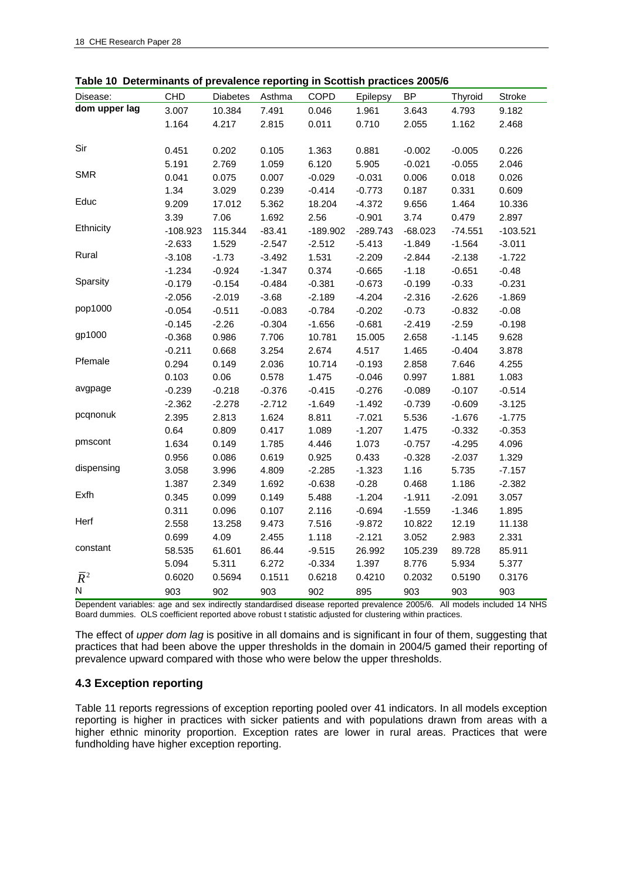**Table 10 Determinants of prevalence reporting in Scottish practices 2005/6**

| Disease: | CHD | Diabetes | Asthma | COPD | Epilepsy | BP | Thyroid | Stroke |
|---|---|---|---|---|---|---|---|---|
| **dom upper lag** | 3.007 | 10.384 | 7.491 | 0.046 | 1.961 | 3.643 | 4.793 | 9.182 |
| | 1.164 | 4.217 | 2.815 | 0.011 | 0.710 | 2.055 | 1.162 | 2.468 |
| Sir | 0.451 | 0.202 | 0.105 | 1.363 | 0.881 | -0.002 | -0.005 | 0.226 |
| | 5.191 | 2.769 | 1.059 | 6.120 | 5.905 | -0.021 | -0.055 | 2.046 |
| SMR | 0.041 | 0.075 | 0.007 | -0.029 | -0.031 | 0.006 | 0.018 | 0.026 |
| | 1.34 | 3.029 | 0.239 | -0.414 | -0.773 | 0.187 | 0.331 | 0.609 |
| Educ | 9.209 | 17.012 | 5.362 | 18.204 | -4.372 | 9.656 | 1.464 | 10.336 |
| | 3.39 | 7.06 | 1.692 | 2.56 | -0.901 | 3.74 | 0.479 | 2.897 |
| Ethnicity | -108.923 | 115.344 | -83.41 | -189.902 | -289.743 | -68.023 | -74.551 | -103.521 |
| | -2.633 | 1.529 | -2.547 | -2.512 | -5.413 | -1.849 | -1.564 | -3.011 |
| Rural | -3.108 | -1.73 | -3.492 | 1.531 | -2.209 | -2.844 | -2.138 | -1.722 |
| | -1.234 | -0.924 | -1.347 | 0.374 | -0.665 | -1.18 | -0.651 | -0.48 |
| Sparsity | -0.179 | -0.154 | -0.484 | -0.381 | -0.673 | -0.199 | -0.33 | -0.231 |
| | -2.056 | -2.019 | -3.68 | -2.189 | -4.204 | -2.316 | -2.626 | -1.869 |
| pop1000 | -0.054 | -0.511 | -0.083 | -0.784 | -0.202 | -0.73 | -0.832 | -0.08 |
| | -0.145 | -2.26 | -0.304 | -1.656 | -0.681 | -2.419 | -2.59 | -0.198 |
| gp1000 | -0.368 | 0.986 | 7.706 | 10.781 | 15.005 | 2.658 | -1.145 | 9.628 |
| | -0.211 | 0.668 | 3.254 | 2.674 | 4.517 | 1.465 | -0.404 | 3.878 |
| Pfemale | 0.294 | 0.149 | 2.036 | 10.714 | -0.193 | 2.858 | 7.646 | 4.255 |
| | 0.103 | 0.06 | 0.578 | 1.475 | -0.046 | 0.997 | 1.881 | 1.083 |
| avgpage | -0.239 | -0.218 | -0.376 | -0.415 | -0.276 | -0.089 | -0.107 | -0.514 |
| | -2.362 | -2.278 | -2.712 | -1.649 | -1.492 | -0.739 | -0.609 | -3.125 |
| pcqnonuk | 2.395 | 2.813 | 1.624 | 8.811 | -7.021 | 5.536 | -1.676 | -1.775 |
| | 0.64 | 0.809 | 0.417 | 1.089 | -1.207 | 1.475 | -0.332 | -0.353 |
| pmscont | 1.634 | 0.149 | 1.785 | 4.446 | 1.073 | -0.757 | -4.295 | 4.096 |
| | 0.956 | 0.086 | 0.619 | 0.925 | 0.433 | -0.328 | -2.037 | 1.329 |
| dispensing | 3.058 | 3.996 | 4.809 | -2.285 | -1.323 | 1.16 | 5.735 | -7.157 |
| | 1.387 | 2.349 | 1.692 | -0.638 | -0.28 | 0.468 | 1.186 | -2.382 |
| Exfh | 0.345 | 0.099 | 0.149 | 5.488 | -1.204 | -1.911 | -2.091 | 3.057 |
| | 0.311 | 0.096 | 0.107 | 2.116 | -0.694 | -1.559 | -1.346 | 1.895 |
| Herf | 2.558 | 13.258 | 9.473 | 7.516 | -9.872 | 10.822 | 12.19 | 11.138 |
| | 0.699 | 4.09 | 2.455 | 1.118 | -2.121 | 3.052 | 2.983 | 2.331 |
| constant | 58.535 | 61.601 | 86.44 | -9.515 | 26.992 | 105.239 | 89.728 | 85.911 |
| | 5.094 | 5.311 | 6.272 | -0.334 | 1.397 | 8.776 | 5.934 | 5.377 |
| $\bar{R}^2$ | 0.6020 | 0.5694 | 0.1511 | 0.6218 | 0.4210 | 0.2032 | 0.5190 | 0.3176 |
| N | 903 | 902 | 903 | 902 | 895 | 903 | 903 | 903 |

Dependent variables: age and sex indirectly standardised disease reported prevalence 2005/6. All models included 14 NHS Board dummies. OLS coefficient reported above robust t statistic adjusted for clustering within practices.

The effect of *upper dom lag* is positive in all domains and is significant in four of them, suggesting that practices that had been above the upper thresholds in the domain in 2004/5 gamed their reporting of prevalence upward compared with those who were below the upper thresholds.

## 4.3 Exception reporting

Table 11 reports regressions of exception reporting pooled over 41 indicators. In all models exception reporting is higher in practices with sicker patients and with populations drawn from areas with a higher ethnic minority proportion. Exception rates are lower in rural areas. Practices that were fundholding have higher exception reporting.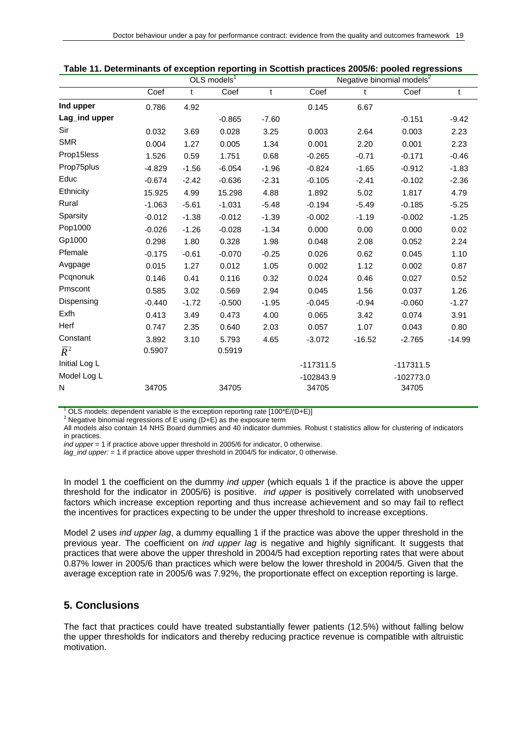**Table 11. Determinants of exception reporting in Scottish practices 2005/6: pooled regressions**

| | OLS models[1] | | | | Negative binomial models[2] | | | |
|---|---|---|---|---|---|---|---|---|
| | Coef | t | Coef | t | Coef | t | Coef | t |
| **Ind upper** | 0.786 | 4.92 | | | 0.145 | 6.67 | | |
| **Lag_ind upper** | | | -0.865 | -7.60 | | | -0.151 | -9.42 |
| Sir | 0.032 | 3.69 | 0.028 | 3.25 | 0.003 | 2.64 | 0.003 | 2.23 |
| SMR | 0.004 | 1.27 | 0.005 | 1.34 | 0.001 | 2.20 | 0.001 | 2.23 |
| Prop15less | 1.526 | 0.59 | 1.751 | 0.68 | -0.265 | -0.71 | -0.171 | -0.46 |
| Prop75plus | -4.829 | -1.56 | -6.054 | -1.96 | -0.824 | -1.65 | -0.912 | -1.83 |
| Educ | -0.674 | -2.42 | -0.636 | -2.31 | -0.105 | -2.41 | -0.102 | -2.36 |
| Ethnicity | 15.925 | 4.99 | 15.298 | 4.88 | 1.892 | 5.02 | 1.817 | 4.79 |
| Rural | -1.063 | -5.61 | -1.031 | -5.48 | -0.194 | -5.49 | -0.185 | -5.25 |
| Sparsity | -0.012 | -1.38 | -0.012 | -1.39 | -0.002 | -1.19 | -0.002 | -1.25 |
| Pop1000 | -0.026 | -1.26 | -0.028 | -1.34 | 0.000 | 0.00 | 0.000 | 0.02 |
| Gp1000 | 0.298 | 1.80 | 0.328 | 1.98 | 0.048 | 2.08 | 0.052 | 2.24 |
| Pfemale | -0.175 | -0.61 | -0.070 | -0.25 | 0.026 | 0.62 | 0.045 | 1.10 |
| Avgpage | 0.015 | 1.27 | 0.012 | 1.05 | 0.002 | 1.12 | 0.002 | 0.87 |
| Pcqnonuk | 0.146 | 0.41 | 0.116 | 0.32 | 0.024 | 0.46 | 0.027 | 0.52 |
| Pmscont | 0.585 | 3.02 | 0.569 | 2.94 | 0.045 | 1.56 | 0.037 | 1.26 |
| Dispensing | -0.440 | -1.72 | -0.500 | -1.95 | -0.045 | -0.94 | -0.060 | -1.27 |
| Exfh | 0.413 | 3.49 | 0.473 | 4.00 | 0.065 | 3.42 | 0.074 | 3.91 |
| Herf | 0.747 | 2.35 | 0.640 | 2.03 | 0.057 | 1.07 | 0.043 | 0.80 |
| Constant | 3.892 | 3.10 | 5.793 | 4.65 | -3.072 | -16.52 | -2.765 | -14.99 |
| $\bar{R}^2$ | 0.5907 | | 0.5919 | | | | | |
| Initial Log L | | | | | -117311.5 | | -117311.5 | |
| Model Log L | | | | | -102843.9 | | -102773.0 | |
| N | 34705 | | 34705 | | 34705 | | 34705 | |

[1] OLS models: dependent variable is the exception reporting rate [100*E/(D+E)]
[2] Negative binomial regressions of E using (D+E) as the exposure term
All models also contain 14 NHS Board dummies and 40 indicator dummies. Robust t statistics allow for clustering of indicators in practices.
*ind upper* = 1 if practice above upper threshold in 2005/6 for indicator, 0 otherwise.
*lag_ind upper:* = 1 if practice above upper threshold in 2004/5 for indicator, 0 otherwise.

In model 1 the coefficient on the dummy *ind upper* (which equals 1 if the practice is above the upper threshold for the indicator in 2005/6) is positive. *ind upper* is positively correlated with unobserved factors which increase exception reporting and thus increase achievement and so may fail to reflect the incentives for practices expecting to be under the upper threshold to increase exceptions.

Model 2 uses *ind upper lag*, a dummy equalling 1 if the practice was above the upper threshold in the previous year. The coefficient on *ind upper lag* is negative and highly significant. It suggests that practices that were above the upper threshold in 2004/5 had exception reporting rates that were about 0.87% lower in 2005/6 than practices which were below the lower threshold in 2004/5. Given that the average exception rate in 2005/6 was 7.92%, the proportionate effect on exception reporting is large.

## 5. Conclusions

The fact that practices could have treated substantially fewer patients (12.5%) without falling below the upper thresholds for indicators and thereby reducing practice revenue is compatible with altruistic motivation.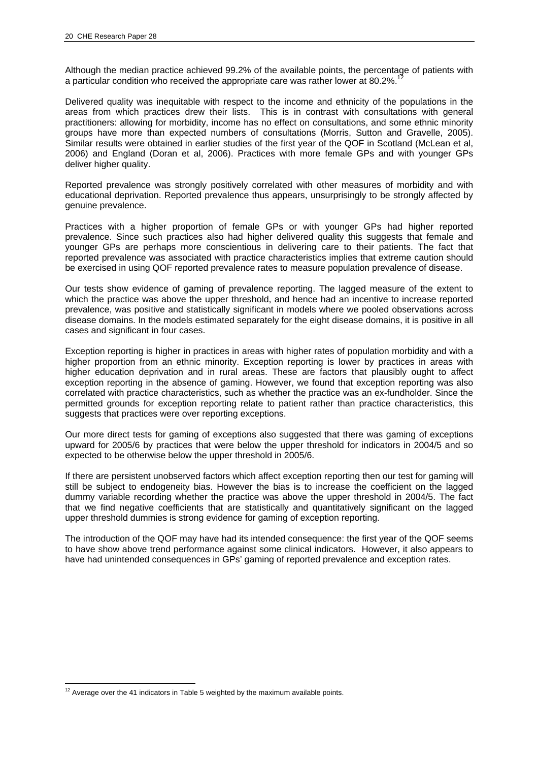Although the median practice achieved 99.2% of the available points, the percentage of patients with a particular condition who received the appropriate care was rather lower at 80.2%.[12]

Delivered quality was inequitable with respect to the income and ethnicity of the populations in the areas from which practices drew their lists. This is in contrast with consultations with general practitioners: allowing for morbidity, income has no effect on consultations, and some ethnic minority groups have more than expected numbers of consultations (Morris, Sutton and Gravelle, 2005). Similar results were obtained in earlier studies of the first year of the QOF in Scotland (McLean et al, 2006) and England (Doran et al, 2006). Practices with more female GPs and with younger GPs deliver higher quality.

Reported prevalence was strongly positively correlated with other measures of morbidity and with educational deprivation. Reported prevalence thus appears, unsurprisingly to be strongly affected by genuine prevalence.

Practices with a higher proportion of female GPs or with younger GPs had higher reported prevalence. Since such practices also had higher delivered quality this suggests that female and younger GPs are perhaps more conscientious in delivering care to their patients. The fact that reported prevalence was associated with practice characteristics implies that extreme caution should be exercised in using QOF reported prevalence rates to measure population prevalence of disease.

Our tests show evidence of gaming of prevalence reporting. The lagged measure of the extent to which the practice was above the upper threshold, and hence had an incentive to increase reported prevalence, was positive and statistically significant in models where we pooled observations across disease domains. In the models estimated separately for the eight disease domains, it is positive in all cases and significant in four cases.

Exception reporting is higher in practices in areas with higher rates of population morbidity and with a higher proportion from an ethnic minority. Exception reporting is lower by practices in areas with higher education deprivation and in rural areas. These are factors that plausibly ought to affect exception reporting in the absence of gaming. However, we found that exception reporting was also correlated with practice characteristics, such as whether the practice was an ex-fundholder. Since the permitted grounds for exception reporting relate to patient rather than practice characteristics, this suggests that practices were over reporting exceptions.

Our more direct tests for gaming of exceptions also suggested that there was gaming of exceptions upward for 2005/6 by practices that were below the upper threshold for indicators in 2004/5 and so expected to be otherwise below the upper threshold in 2005/6.

If there are persistent unobserved factors which affect exception reporting then our test for gaming will still be subject to endogeneity bias. However the bias is to increase the coefficient on the lagged dummy variable recording whether the practice was above the upper threshold in 2004/5. The fact that we find negative coefficients that are statistically and quantitatively significant on the lagged upper threshold dummies is strong evidence for gaming of exception reporting.

The introduction of the QOF may have had its intended consequence: the first year of the QOF seems to have show above trend performance against some clinical indicators. However, it also appears to have had unintended consequences in GPs' gaming of reported prevalence and exception rates.

[12] Average over the 41 indicators in Table 5 weighted by the maximum available points.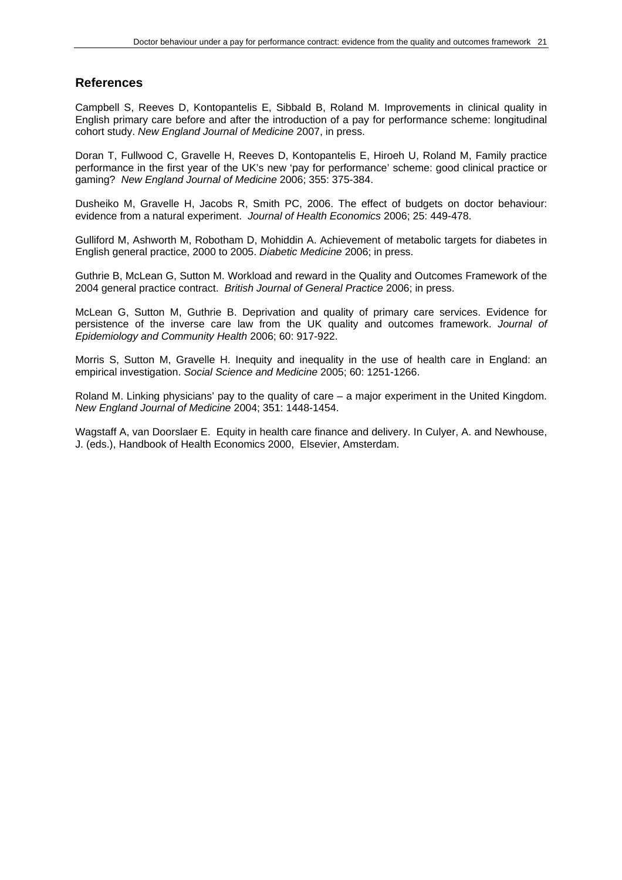## References

Campbell S, Reeves D, Kontopantelis E, Sibbald B, Roland M. Improvements in clinical quality in English primary care before and after the introduction of a pay for performance scheme: longitudinal cohort study. *New England Journal of Medicine* 2007, in press.

Doran T, Fullwood C, Gravelle H, Reeves D, Kontopantelis E, Hiroeh U, Roland M, Family practice performance in the first year of the UK's new 'pay for performance' scheme: good clinical practice or gaming? *New England Journal of Medicine* 2006; 355: 375-384.

Dusheiko M, Gravelle H, Jacobs R, Smith PC, 2006. The effect of budgets on doctor behaviour: evidence from a natural experiment. *Journal of Health Economics* 2006; 25: 449-478.

Gulliford M, Ashworth M, Robotham D, Mohiddin A. Achievement of metabolic targets for diabetes in English general practice, 2000 to 2005. *Diabetic Medicine* 2006; in press.

Guthrie B, McLean G, Sutton M. Workload and reward in the Quality and Outcomes Framework of the 2004 general practice contract. *British Journal of General Practice* 2006; in press.

McLean G, Sutton M, Guthrie B. Deprivation and quality of primary care services. Evidence for persistence of the inverse care law from the UK quality and outcomes framework. *Journal of Epidemiology and Community Health* 2006; 60: 917-922.

Morris S, Sutton M, Gravelle H. Inequity and inequality in the use of health care in England: an empirical investigation. *Social Science and Medicine* 2005; 60: 1251-1266.

Roland M. Linking physicians' pay to the quality of care – a major experiment in the United Kingdom. *New England Journal of Medicine* 2004; 351: 1448-1454.

Wagstaff A, van Doorslaer E. Equity in health care finance and delivery. In Culyer, A. and Newhouse, J. (eds.), Handbook of Health Economics 2000, Elsevier, Amsterdam.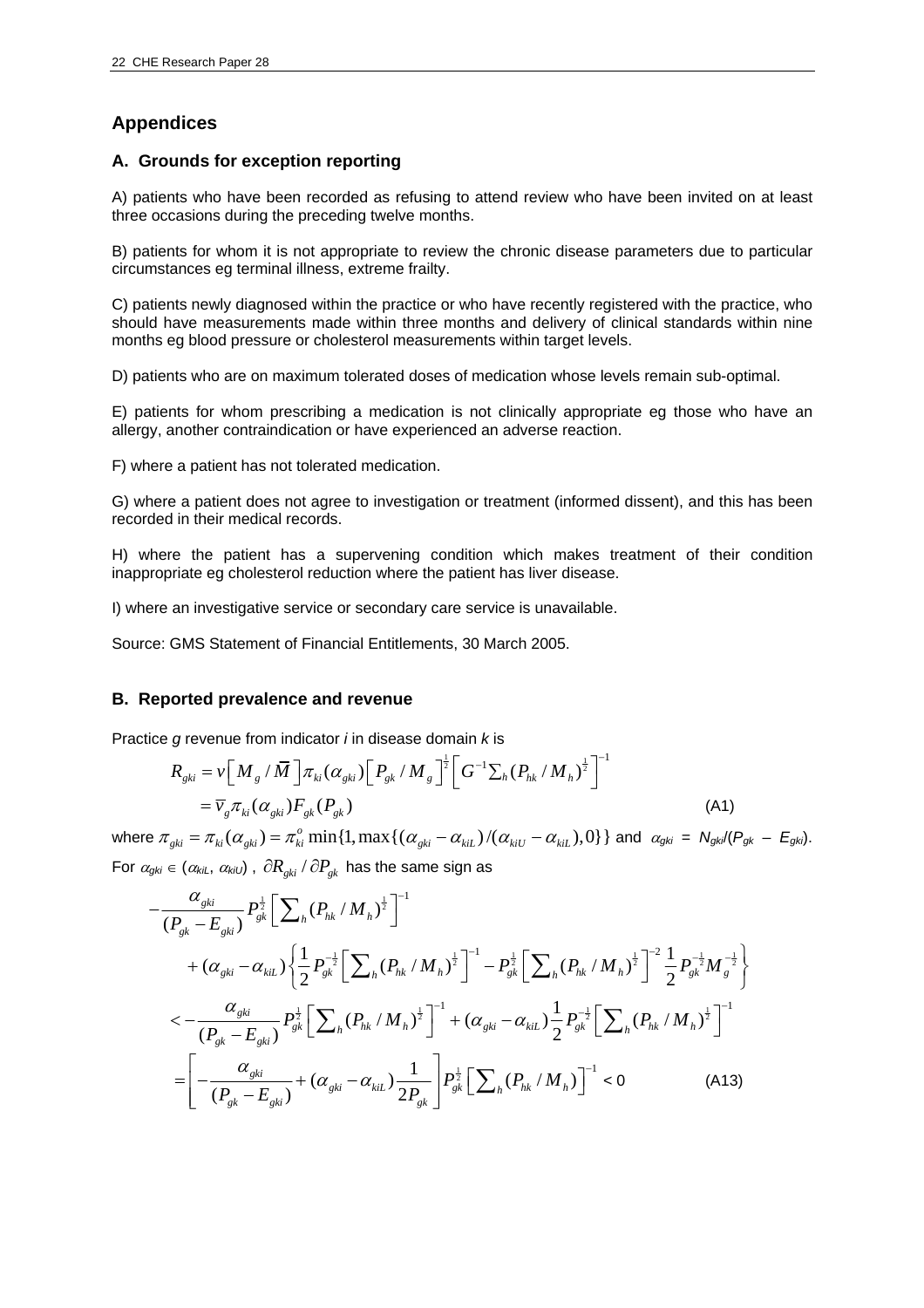# Appendices

## A. Grounds for exception reporting

A) patients who have been recorded as refusing to attend review who have been invited on at least three occasions during the preceding twelve months.

B) patients for whom it is not appropriate to review the chronic disease parameters due to particular circumstances eg terminal illness, extreme frailty.

C) patients newly diagnosed within the practice or who have recently registered with the practice, who should have measurements made within three months and delivery of clinical standards within nine months eg blood pressure or cholesterol measurements within target levels.

D) patients who are on maximum tolerated doses of medication whose levels remain sub-optimal.

E) patients for whom prescribing a medication is not clinically appropriate eg those who have an allergy, another contraindication or have experienced an adverse reaction.

F) where a patient has not tolerated medication.

G) where a patient does not agree to investigation or treatment (informed dissent), and this has been recorded in their medical records.

H) where the patient has a supervening condition which makes treatment of their condition inappropriate eg cholesterol reduction where the patient has liver disease.

I) where an investigative service or secondary care service is unavailable.

Source: GMS Statement of Financial Entitlements, 30 March 2005.

## B. Reported prevalence and revenue

Practice $g$ revenue from indicator $i$ in disease domain $k$ is

$$
\begin{aligned}
R_{gki} &= v\left[M_g / \bar{M}\right]\pi_{ki}(\alpha_{gki})\left[P_{gk}/M_g\right]^{\frac{1}{2}}\left[G^{-1}\textstyle\sum_h (P_{hk}/M_h)^{\frac{1}{2}}\right]^{-1} \\
&= \bar{v}_g \pi_{ki}(\alpha_{gki}) F_{gk}(P_{gk}) \qquad \text{(A1)}
\end{aligned}
$$

where $\pi_{gki} = \pi_{ki}(\alpha_{gki}) = \pi^o_{ki}\min\{1, \max\{(\alpha_{gki} - \alpha_{kiL})/(\alpha_{kiU} - \alpha_{kiL}), 0\}\}$ and $\alpha_{gki} = N_{gki}/(P_{gk} - E_{gki})$. For $\alpha_{gki} \in (\alpha_{kiL}, \alpha_{kiU})$, $\partial R_{gki} / \partial P_{gk}$ has the same sign as

$$
\begin{aligned}
&-\frac{\alpha_{gki}}{(P_{gk} - E_{gki})} P_{gk}^{\frac{1}{2}}\left[\textstyle\sum_h (P_{hk}/M_h)^{\frac{1}{2}}\right]^{-1} \\
&\quad + (\alpha_{gki} - \alpha_{kiL})\left\{\frac{1}{2}P_{gk}^{-\frac{1}{2}}\left[\textstyle\sum_h (P_{hk}/M_h)^{\frac{1}{2}}\right]^{-1} - P_{gk}^{\frac{1}{2}}\left[\textstyle\sum_h (P_{hk}/M_h)^{\frac{1}{2}}\right]^{-2}\frac{1}{2}P_{gk}^{-\frac{1}{2}}M_g^{-\frac{1}{2}}\right\} \\
&< -\frac{\alpha_{gki}}{(P_{gk} - E_{gki})} P_{gk}^{\frac{1}{2}}\left[\textstyle\sum_h (P_{hk}/M_h)^{\frac{1}{2}}\right]^{-1} + (\alpha_{gki} - \alpha_{kiL})\frac{1}{2}P_{gk}^{-\frac{1}{2}}\left[\textstyle\sum_h (P_{hk}/M_h)^{\frac{1}{2}}\right]^{-1} \\
&= \left[-\frac{\alpha_{gki}}{(P_{gk} - E_{gki})} + (\alpha_{gki} - \alpha_{kiL})\frac{1}{2P_{gk}}\right]P_{gk}^{\frac{1}{2}}\left[\textstyle\sum_h (P_{hk}/M_h)\right]^{-1} < 0 \qquad \text{(A13)}
\end{aligned}
$$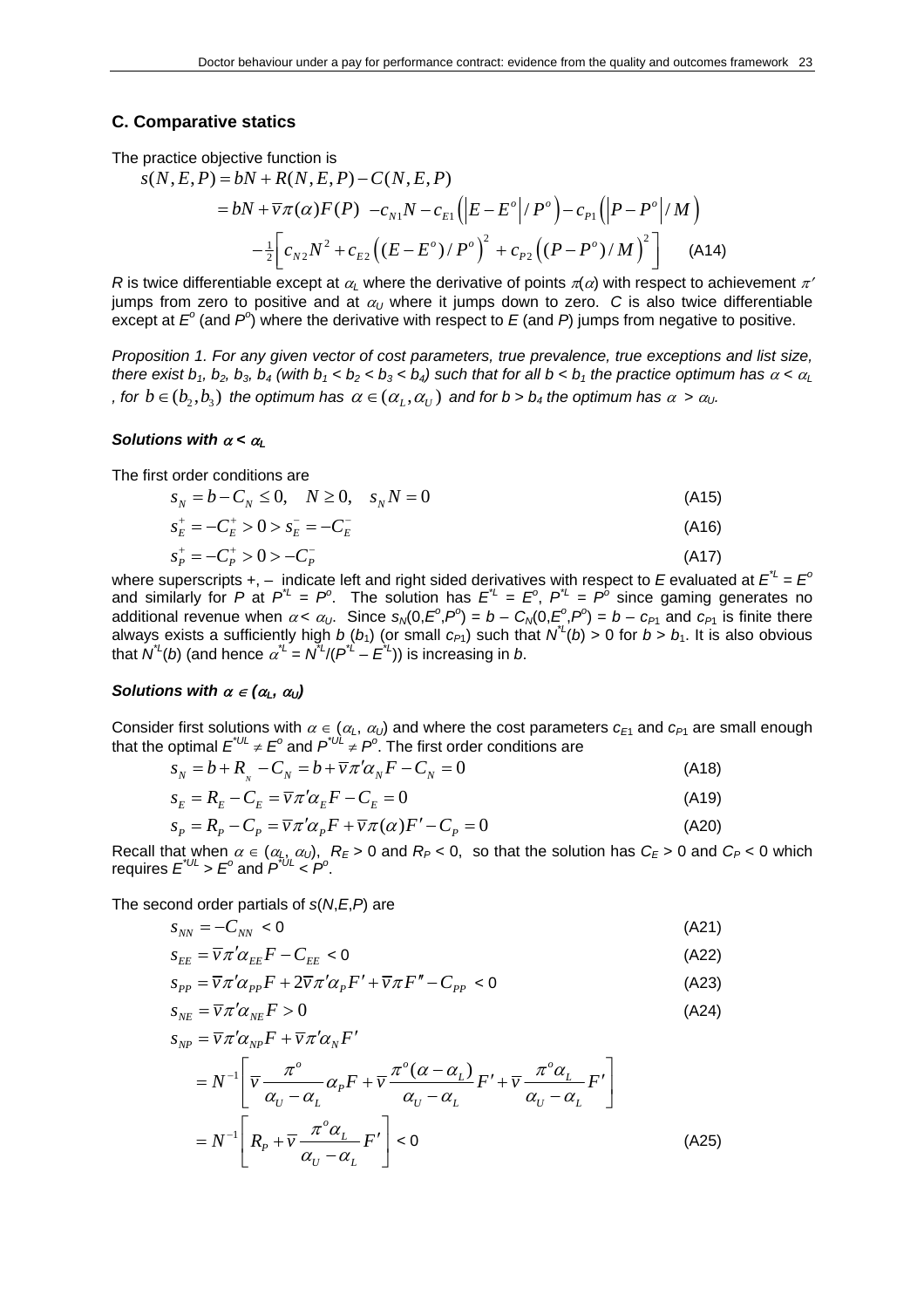### C. Comparative statics

The practice objective function is

$$
\begin{aligned}
s(N,E,P) &= bN + R(N,E,P) - C(N,E,P) \\
&= bN + \bar{v}\pi(\alpha)F(P) \ - c_{N1}N - c_{E1}\left(\left|E - E^o\right|/P^o\right) - c_{P1}\left(\left|P - P^o\right|/M\right) \\
&\quad - \tfrac{1}{2}\left[c_{N2}N^2 + c_{E2}\left((E - E^o)/P^o\right)^2 + c_{P2}\left((P - P^o)/M\right)^2\right] \qquad \text{(A14)}
\end{aligned}
$$

$R$ is twice differentiable except at $\alpha_L$ where the derivative of points $\pi(\alpha)$ with respect to achievement $\pi'$ jumps from zero to positive and at $\alpha_U$ where it jumps down to zero. $C$ is also twice differentiable except at $E^o$ (and $P^o$) where the derivative with respect to $E$ (and $P$) jumps from negative to positive.

*Proposition 1. For any given vector of cost parameters, true prevalence, true exceptions and list size, there exist $b_1$, $b_2$, $b_3$, $b_4$ (with $b_1 < b_2 < b_3 < b_4$) such that for all $b < b_1$ the practice optimum has $\alpha < \alpha_L$, for $b \in (b_2, b_3)$ the optimum has $\alpha \in (\alpha_L, \alpha_U)$ and for $b > b_4$ the optimum has $\alpha > \alpha_U$.*

#### *Solutions with $\alpha < \alpha_L$*

The first order conditions are

$$s_N = b - C_N \le 0, \quad N \ge 0, \quad s_N N = 0 \qquad \text{(A15)}$$

$$s_E^+ = -C_E^+ > 0 > s_E^- = -C_E^- \qquad \text{(A16)}$$

$$s_P^+ = -C_P^+ > 0 > -C_P^- \qquad \text{(A17)}$$

where superscripts +, – indicate left and right sided derivatives with respect to $E$ evaluated at $E^{*L} = E^o$ and similarly for $P$ at $P^{*L} = P^o$. The solution has $E^{*L} = E^o$, $P^{*L} = P^o$ since gaming generates no additional revenue when $\alpha < \alpha_U$. Since $s_N(0,E^o,P^o) = b - C_N(0,E^o,P^o) = b - c_{P1}$ and $c_{P1}$ is finite there always exists a sufficiently high $b$ ($b_1$) (or small $c_{P1}$) such that $N^{*L}(b) > 0$ for $b > b_1$. It is also obvious that $N^{*L}(b)$ (and hence $\alpha^{*L} = N^{*L}/(P^{*L} - E^{*L})$) is increasing in $b$.

#### *Solutions with $\alpha \in (\alpha_L, \alpha_U)$*

Consider first solutions with $\alpha \in (\alpha_L, \alpha_U)$ and where the cost parameters $c_{E1}$ and $c_{P1}$ are small enough that the optimal $E^{*UL} \ne E^o$ and $P^{*UL} \ne P^o$. The first order conditions are

$$s_N = b + R_N - C_N = b + \bar{v}\pi'\alpha_N F - C_N = 0 \qquad \text{(A18)}$$

$$s_E = R_E - C_E = \bar{v}\pi'\alpha_E F - C_E = 0 \qquad \text{(A19)}$$

$$s_P = R_P - C_P = \bar{v}\pi'\alpha_P F + \bar{v}\pi(\alpha)F' - C_P = 0 \qquad \text{(A20)}$$

Recall that when $\alpha \in (\alpha_L, \alpha_U)$, $R_E > 0$ and $R_P < 0$, so that the solution has $C_E > 0$ and $C_P < 0$ which requires $E^{*UL} > E^o$ and $P^{*UL} < P^o$.

The second order partials of $s(N,E,P)$ are

$$s_{NN} = -C_{NN} < 0 \qquad \text{(A21)}$$

$$s_{EE} = \bar{v}\pi'\alpha_{EE}F - C_{EE} < 0 \qquad \text{(A22)}$$

$$s_{PP} = \bar{v}\pi'\alpha_{PP}F + 2\bar{v}\pi'\alpha_P F' + \bar{v}\pi F'' - C_{PP} < 0 \qquad \text{(A23)}$$

$$s_{NE} = \bar{v}\pi'\alpha_{NE}F > 0 \qquad \text{(A24)}$$

$$
\begin{aligned}
s_{NP} &= \bar{v}\pi'\alpha_{NP}F + \bar{v}\pi'\alpha_N F' \\
&= N^{-1}\left[\bar{v}\frac{\pi^o}{\alpha_U - \alpha_L}\alpha_P F + \bar{v}\frac{\pi^o(\alpha - \alpha_L)}{\alpha_U - \alpha_L}F' + \bar{v}\frac{\pi^o\alpha_L}{\alpha_U - \alpha_L}F'\right] \\
&= N^{-1}\left[R_P + \bar{v}\frac{\pi^o\alpha_L}{\alpha_U - \alpha_L}F'\right] < 0 \qquad \text{(A25)}
\end{aligned}
$$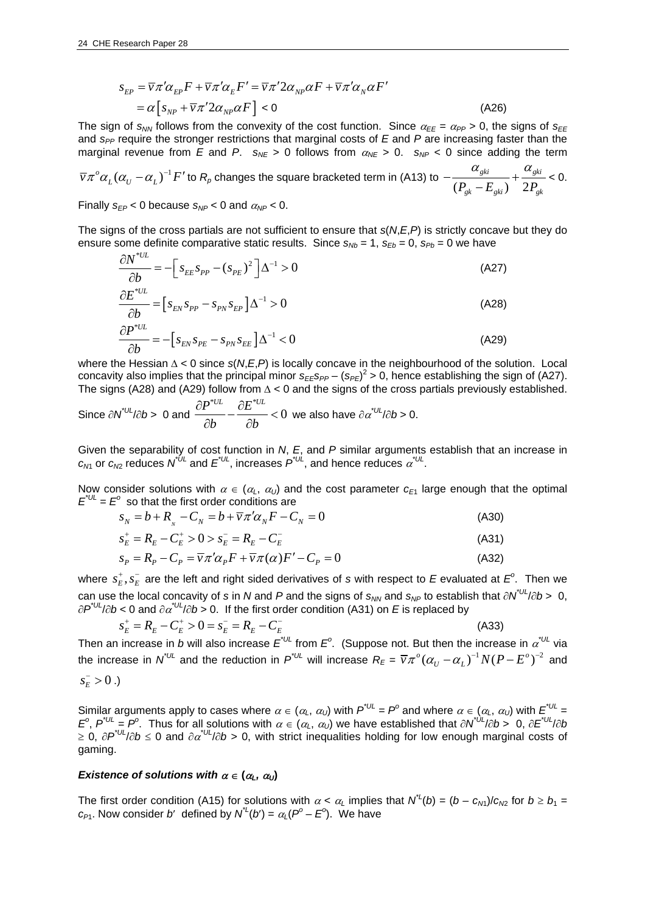$$
\begin{aligned}
s_{EP} &= \bar{v}\pi'\alpha_{EP}F + \bar{v}\pi'\alpha_E F' = \bar{v}\pi' 2\alpha_{NP}\alpha F + \bar{v}\pi'\alpha_N \alpha F' \\
&= \alpha\left[s_{NP} + \bar{v}\pi' 2\alpha_{NP}\alpha F\right] < 0 \qquad \text{(A26)}
\end{aligned}
$$

The sign of $s_{NN}$ follows from the convexity of the cost function. Since $\alpha_{EE} = \alpha_{PP} > 0$, the signs of $s_{EE}$ and $s_{PP}$ require the stronger restrictions that marginal costs of $E$ and $P$ are increasing faster than the marginal revenue from $E$ and $P$. $s_{NE} > 0$ follows from $\alpha_{NE} > 0$. $s_{NP} < 0$ since adding the term $\bar{v}\pi^o\alpha_L(\alpha_U - \alpha_L)^{-1}F'$ to $R_p$ changes the square bracketed term in (A13) to $-\dfrac{\alpha_{gki}}{(P_{gk} - E_{gki})} + \dfrac{\alpha_{gki}}{2P_{gk}} < 0$.

Finally $s_{EP} < 0$ because $s_{NP} < 0$ and $\alpha_{NP} < 0$.

The signs of the cross partials are not sufficient to ensure that $s(N,E,P)$ is strictly concave but they do ensure some definite comparative static results. Since $s_{Nb} = 1$, $s_{Eb} = 0$, $s_{Pb} = 0$ we have

$$
\frac{\partial N^{*UL}}{\partial b} = -\left[s_{EE}s_{PP} - (s_{PE})^2\right]\Delta^{-1} > 0 \qquad \text{(A27)}
$$

$$
\frac{\partial E^{*UL}}{\partial b} = \left[s_{EN}s_{PP} - s_{PN}s_{EP}\right]\Delta^{-1} > 0 \qquad \text{(A28)}
$$

$$
\frac{\partial P^{*UL}}{\partial b} = -\left[s_{EN}s_{PE} - s_{PN}s_{EE}\right]\Delta^{-1} < 0 \qquad \text{(A29)}
$$

where the Hessian $\Delta < 0$ since $s(N,E,P)$ is locally concave in the neighbourhood of the solution. Local concavity also implies that the principal minor $s_{EE}s_{PP} - (s_{PE})^2 > 0$, hence establishing the sign of (A27). The signs (A28) and (A29) follow from $\Delta < 0$ and the signs of the cross partials previously established.

Since $\partial N^{*UL}/\partial b > 0$ and $\dfrac{\partial P^{*UL}}{\partial b} - \dfrac{\partial E^{*UL}}{\partial b} < 0$ we also have $\partial\alpha^{*UL}/\partial b > 0$.

Given the separability of cost function in $N$, $E$, and $P$ similar arguments establish that an increase in $c_{N1}$ or $c_{N2}$ reduces $N^{*UL}$ and $E^{*UL}$, increases $P^{*UL}$, and hence reduces $\alpha^{*UL}$.

Now consider solutions with $\alpha \in (\alpha_L, \alpha_U)$ and the cost parameter $c_{E1}$ large enough that the optimal $E^{*UL} = E^o$ so that the first order conditions are

$$
s_N = b + R_N - C_N = b + \bar{v}\pi'\alpha_N F - C_N = 0 \qquad \text{(A30)}
$$

$$
s_E^+ = R_E - C_E^+ > 0 > s_E^- = R_E - C_E^- \qquad \text{(A31)}
$$

$$
s_P = R_P - C_P = \bar{v}\pi'\alpha_P F + \bar{v}\pi(\alpha)F' - C_P = 0 \qquad \text{(A32)}
$$

where $s_E^+, s_E^-$ are the left and right sided derivatives of $s$ with respect to $E$ evaluated at $E^o$. Then we can use the local concavity of $s$ in $N$ and $P$ and the signs of $s_{NN}$ and $s_{NP}$ to establish that $\partial N^{*UL}/\partial b > 0$, $\partial P^{*UL}/\partial b < 0$ and $\partial\alpha^{*UL}/\partial b > 0$. If the first order condition (A31) on $E$ is replaced by

$$
s_E^+ = R_E - C_E^+ > 0 = s_E^- = R_E - C_E^- \qquad \text{(A33)}
$$

Then an increase in $b$ will also increase $E^{*UL}$ from $E^o$. (Suppose not. But then the increase in $\alpha^{*UL}$ via the increase in $N^{*UL}$ and the reduction in $P^{*UL}$ will increase $R_E = \bar{v}\pi^o(\alpha_U - \alpha_L)^{-1}N(P - E^o)^{-2}$ and $s_E^- > 0$.)

Similar arguments apply to cases where $\alpha \in (\alpha_L, \alpha_U)$ with $P^{*UL} = P^o$ and where $\alpha \in (\alpha_L, \alpha_U)$ with $E^{*UL} = E^o$, $P^{*UL} = P^o$. Thus for all solutions with $\alpha \in (\alpha_L, \alpha_U)$ we have established that $\partial N^{*UL}/\partial b > 0$, $\partial E^{*UL}/\partial b \geq 0$, $\partial P^{*UL}/\partial b \leq 0$ and $\partial\alpha^{*UL}/\partial b > 0$, with strict inequalities holding for low enough marginal costs of gaming.

### *Existence of solutions with $\alpha \in (\alpha_L, \alpha_U)$*

The first order condition (A15) for solutions with $\alpha < \alpha_L$ implies that $N^{*L}(b) = (b - c_{N1})/c_{N2}$ for $b \geq b_1 = c_{P1}$. Now consider $b'$ defined by $N^{*L}(b') = \alpha_L(P^o - E^o)$. We have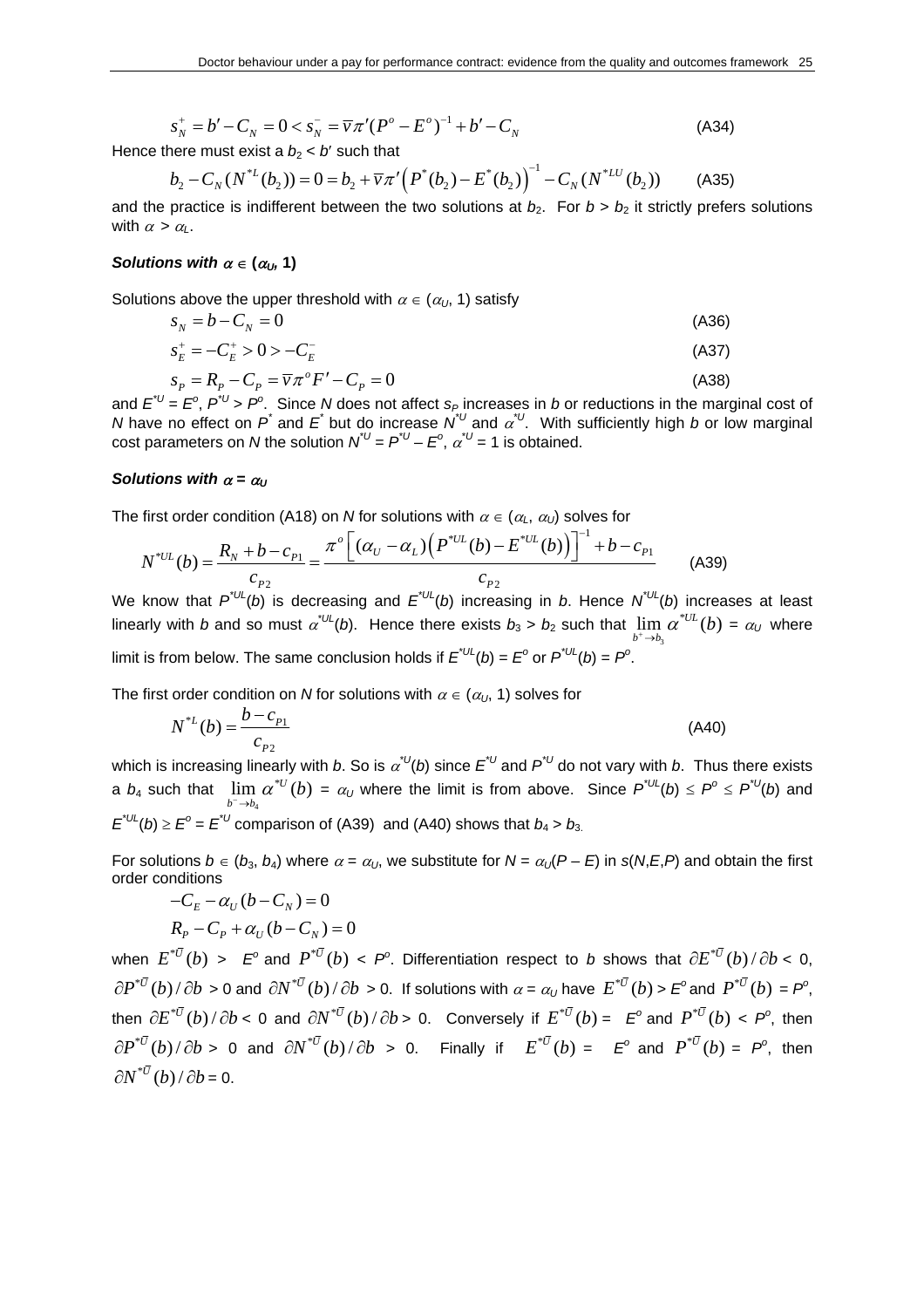$$s_N^+ = b' - C_N = 0 < s_N^- = \bar{v}\pi'(P^o - E^o)^{-1} + b' - C_N \tag{A34}$$

Hence there must exist a $b_2 < b'$ such that

$$b_2 - C_N(N^{*L}(b_2)) = 0 = b_2 + \bar{v}\pi'\left(P^*(b_2) - E^*(b_2)\right)^{-1} - C_N(N^{*LU}(b_2)) \tag{A35}$$

and the practice is indifferent between the two solutions at $b_2$. For $b > b_2$ it strictly prefers solutions with $\alpha > \alpha_L$.

***Solutions with $\alpha \in (\alpha_U, 1)$***

Solutions above the upper threshold with $\alpha \in (\alpha_U, 1)$ satisfy

$$s_N = b - C_N = 0 \tag{A36}$$

$$s_E^+ = -C_E^+ > 0 > -C_E^- \tag{A37}$$

$$s_P = R_P - C_P = \bar{v}\pi^o F' - C_P = 0 \tag{A38}$$

and $E^{*U} = E^o$, $P^{*U} > P^o$. Since $N$ does not affect $s_P$ increases in $b$ or reductions in the marginal cost of $N$ have no effect on $P^*$ and $E^*$ but do increase $N^{*U}$ and $\alpha^{*U}$. With sufficiently high $b$ or low marginal cost parameters on $N$ the solution $N^{*U} = P^{*U} - E^o$, $\alpha^{*U} = 1$ is obtained.

***Solutions with $\alpha = \alpha_U$***

The first order condition (A18) on $N$ for solutions with $\alpha \in (\alpha_L, \alpha_U)$ solves for

$$N^{*UL}(b) = \frac{R_N + b - c_{P1}}{c_{P2}} = \frac{\pi^o\left[(\alpha_U - \alpha_L)\left(P^{*UL}(b) - E^{*UL}(b)\right)\right]^{-1} + b - c_{P1}}{c_{P2}} \tag{A39}$$

We know that $P^{*UL}(b)$ is decreasing and $E^{*UL}(b)$ increasing in $b$. Hence $N^{*UL}(b)$ increases at least linearly with $b$ and so must $\alpha^{*UL}(b)$. Hence there exists $b_3 > b_2$ such that $\lim_{b^+ \to b_3} \alpha^{*UL}(b) = \alpha_U$ where limit is from below. The same conclusion holds if $E^{*UL}(b) = E^o$ or $P^{*UL}(b) = P^o$.

The first order condition on $N$ for solutions with $\alpha \in (\alpha_U, 1)$ solves for

$$N^{*L}(b) = \frac{b - c_{P1}}{c_{P2}} \tag{A40}$$

which is increasing linearly with $b$. So is $\alpha^{*U}(b)$ since $E^{*U}$ and $P^{*U}$ do not vary with $b$. Thus there exists a $b_4$ such that $\lim_{b^- \to b_4} \alpha^{*U}(b) = \alpha_U$ where the limit is from above. Since $P^{*UL}(b) \le P^o \le P^{*U}(b)$ and $E^{*UL}(b) \ge E^o = E^{*U}$ comparison of (A39) and (A40) shows that $b_4 > b_3$.

For solutions $b \in (b_3, b_4)$ where $\alpha = \alpha_U$, we substitute for $N = \alpha_U(P - E)$ in $s(N,E,P)$ and obtain the first order conditions

$$-C_E - \alpha_U(b - C_N) = 0$$

$$R_P - C_P + \alpha_U(b - C_N) = 0$$

when $E^{*\bar{U}}(b) > E^o$ and $P^{*\bar{U}}(b) < P^o$. Differentiation respect to $b$ shows that $\partial E^{*\bar{U}}(b)/\partial b < 0$, $\partial P^{*\bar{U}}(b)/\partial b > 0$ and $\partial N^{*\bar{U}}(b)/\partial b > 0$. If solutions with $\alpha = \alpha_U$ have $E^{*\bar{U}}(b) > E^o$ and $P^{*\bar{U}}(b) = P^o$, then $\partial E^{*\bar{U}}(b)/\partial b < 0$ and $\partial N^{*\bar{U}}(b)/\partial b > 0$. Conversely if $E^{*\bar{U}}(b) = E^o$ and $P^{*\bar{U}}(b) < P^o$, then $\partial P^{*\bar{U}}(b)/\partial b > 0$ and $\partial N^{*\bar{U}}(b)/\partial b > 0$. Finally if $E^{*\bar{U}}(b) = E^o$ and $P^{*\bar{U}}(b) = P^o$, then $\partial N^{*\bar{U}}(b)/\partial b = 0$.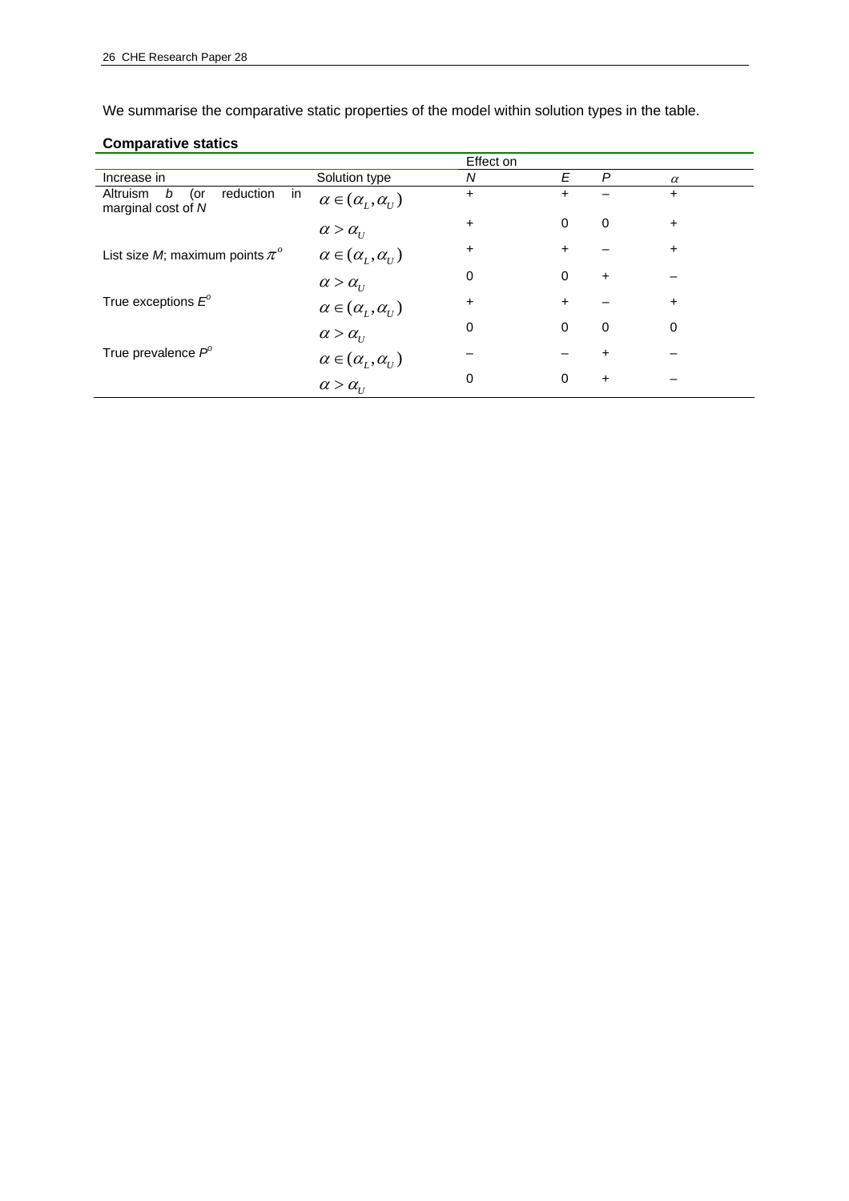We summarise the comparative static properties of the model within solution types in the table.

**Comparative statics**

| | | Effect on | | | |
|---|---|---|---|---|---|
| Increase in | Solution type | $N$ | $E$ | $P$ | $\alpha$ |
| Altruism $b$ (or reduction in marginal cost of $N$ | $\alpha \in (\alpha_L, \alpha_U)$ | + | + | – | + |
| | $\alpha > \alpha_U$ | + | 0 | 0 | + |
| List size $M$; maximum points $\pi^o$ | $\alpha \in (\alpha_L, \alpha_U)$ | + | + | – | + |
| | $\alpha > \alpha_U$ | 0 | 0 | + | – |
| True exceptions $E^o$ | $\alpha \in (\alpha_L, \alpha_U)$ | + | + | – | + |
| | $\alpha > \alpha_U$ | 0 | 0 | 0 | 0 |
| True prevalence $P^o$ | $\alpha \in (\alpha_L, \alpha_U)$ | – | – | + | – |
| | $\alpha > \alpha_U$ | 0 | 0 | + | – |